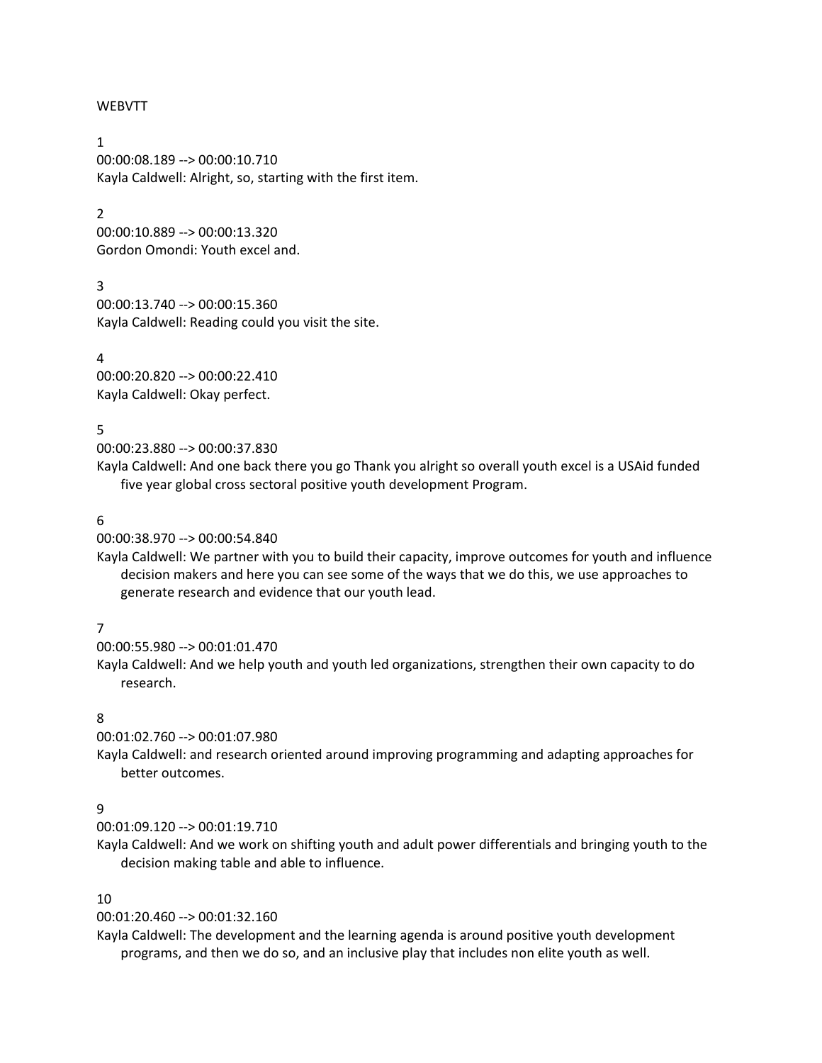WEBVTT

1
00:00:08.189 --> 00:00:10.710
Kayla Caldwell: Alright, so, starting with the first item.

2
00:00:10.889 --> 00:00:13.320
Gordon Omondi: Youth excel and.

3
00:00:13.740 --> 00:00:15.360
Kayla Caldwell: Reading could you visit the site.

4
00:00:20.820 --> 00:00:22.410
Kayla Caldwell: Okay perfect.

5
00:00:23.880 --> 00:00:37.830
Kayla Caldwell: And one back there you go Thank you alright so overall youth excel is a USAid funded five year global cross sectoral positive youth development Program.

6
00:00:38.970 --> 00:00:54.840
Kayla Caldwell: We partner with you to build their capacity, improve outcomes for youth and influence decision makers and here you can see some of the ways that we do this, we use approaches to generate research and evidence that our youth lead.

7
00:00:55.980 --> 00:01:01.470
Kayla Caldwell: And we help youth and youth led organizations, strengthen their own capacity to do research.

8
00:01:02.760 --> 00:01:07.980
Kayla Caldwell: and research oriented around improving programming and adapting approaches for better outcomes.

9
00:01:09.120 --> 00:01:19.710
Kayla Caldwell: And we work on shifting youth and adult power differentials and bringing youth to the decision making table and able to influence.

10
00:01:20.460 --> 00:01:32.160
Kayla Caldwell: The development and the learning agenda is around positive youth development programs, and then we do so, and an inclusive play that includes non elite youth as well.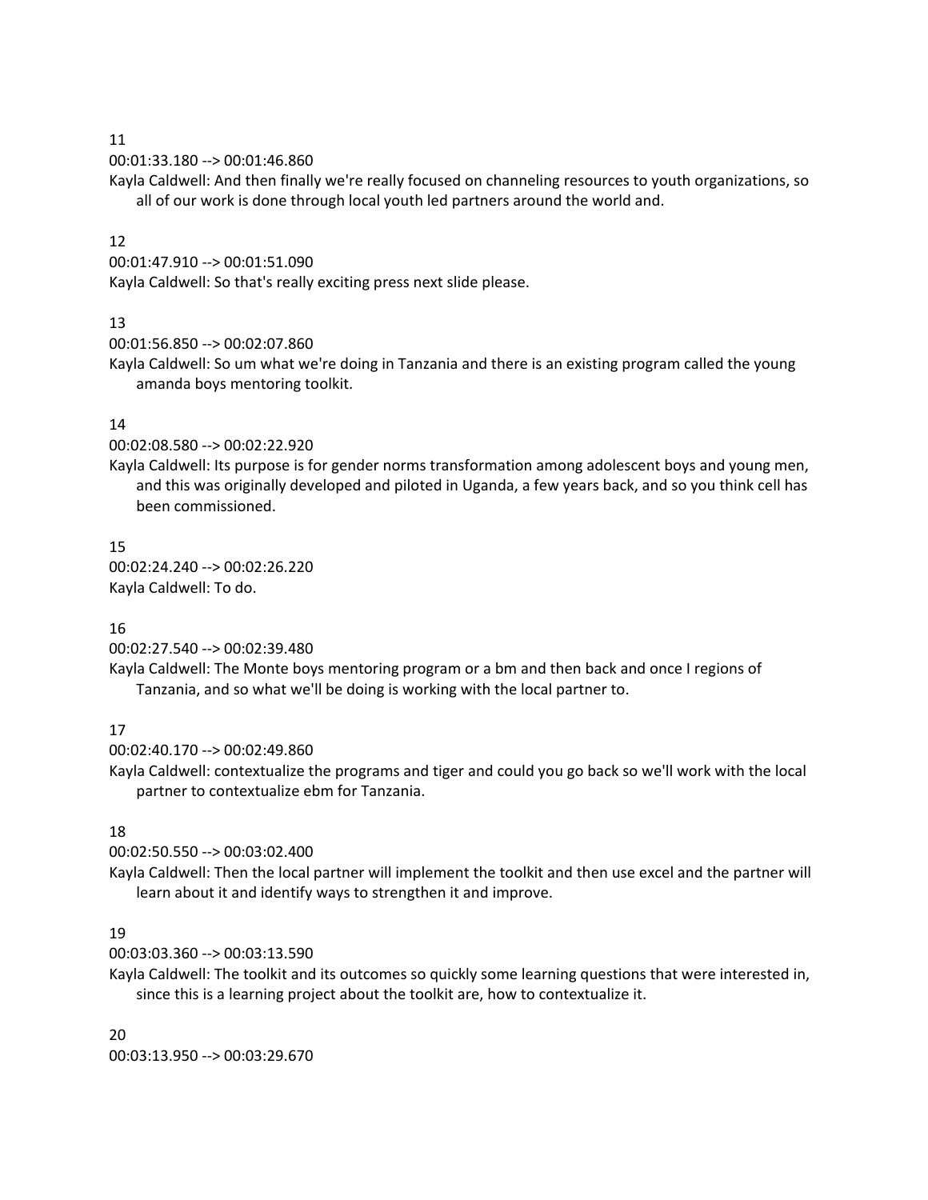11

00:01:33.180 --> 00:01:46.860

Kayla Caldwell: And then finally we're really focused on channeling resources to youth organizations, so all of our work is done through local youth led partners around the world and.

12

00:01:47.910 --> 00:01:51.090

Kayla Caldwell: So that's really exciting press next slide please.

13

00:01:56.850 --> 00:02:07.860

Kayla Caldwell: So um what we're doing in Tanzania and there is an existing program called the young amanda boys mentoring toolkit.

14

00:02:08.580 --> 00:02:22.920

Kayla Caldwell: Its purpose is for gender norms transformation among adolescent boys and young men, and this was originally developed and piloted in Uganda, a few years back, and so you think cell has been commissioned.

15

00:02:24.240 --> 00:02:26.220

Kayla Caldwell: To do.

16

00:02:27.540 --> 00:02:39.480

Kayla Caldwell: The Monte boys mentoring program or a bm and then back and once I regions of Tanzania, and so what we'll be doing is working with the local partner to.

17

00:02:40.170 --> 00:02:49.860

Kayla Caldwell: contextualize the programs and tiger and could you go back so we'll work with the local partner to contextualize ebm for Tanzania.

18

00:02:50.550 --> 00:03:02.400

Kayla Caldwell: Then the local partner will implement the toolkit and then use excel and the partner will learn about it and identify ways to strengthen it and improve.

19

00:03:03.360 --> 00:03:13.590

Kayla Caldwell: The toolkit and its outcomes so quickly some learning questions that were interested in, since this is a learning project about the toolkit are, how to contextualize it.

20

00:03:13.950 --> 00:03:29.670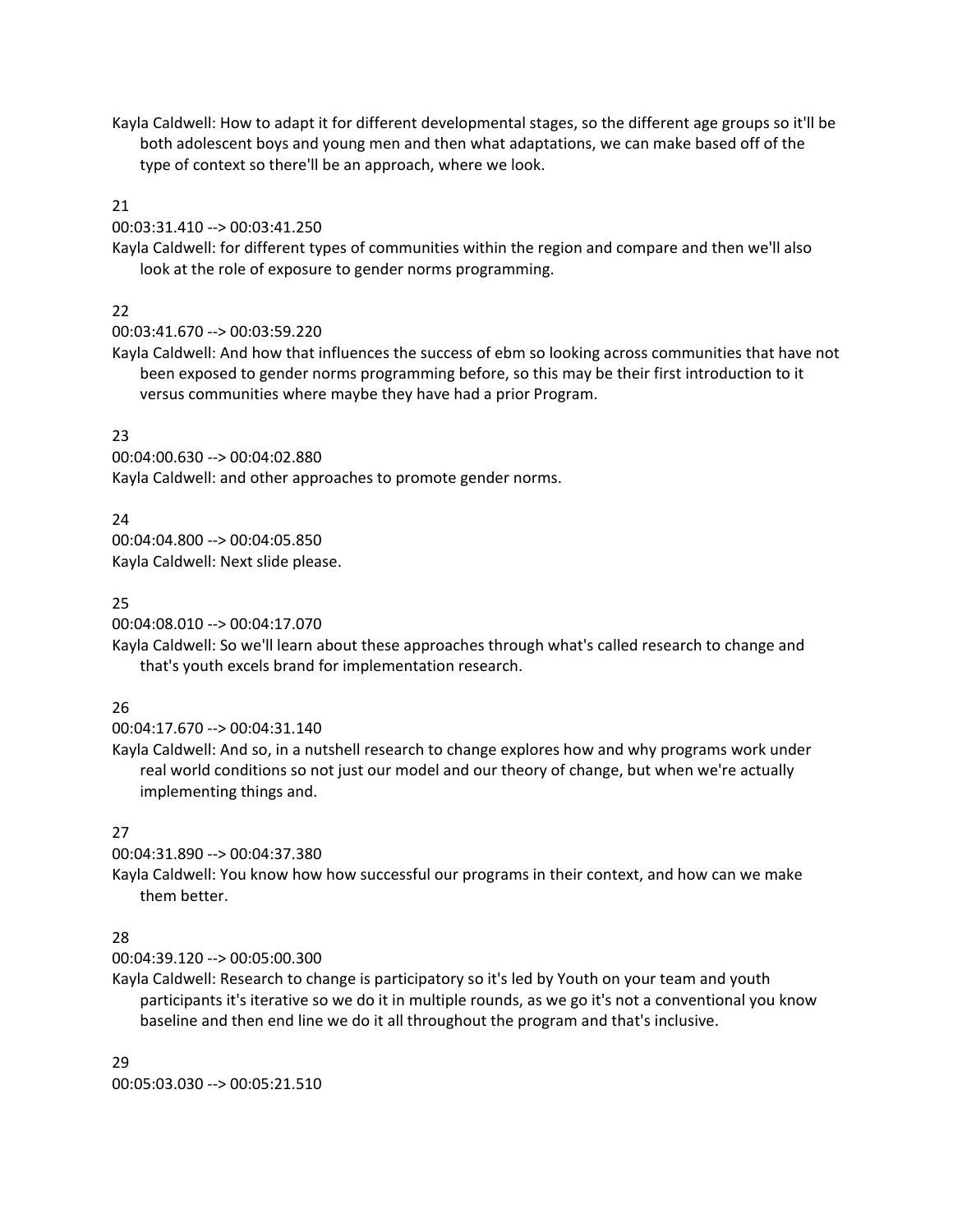Kayla Caldwell: How to adapt it for different developmental stages, so the different age groups so it'll be both adolescent boys and young men and then what adaptations, we can make based off of the type of context so there'll be an approach, where we look.

21

00:03:31.410 --> 00:03:41.250

Kayla Caldwell: for different types of communities within the region and compare and then we'll also look at the role of exposure to gender norms programming.

22

00:03:41.670 --> 00:03:59.220

Kayla Caldwell: And how that influences the success of ebm so looking across communities that have not been exposed to gender norms programming before, so this may be their first introduction to it versus communities where maybe they have had a prior Program.

23

00:04:00.630 --> 00:04:02.880

Kayla Caldwell: and other approaches to promote gender norms.

24

00:04:04.800 --> 00:04:05.850

Kayla Caldwell: Next slide please.

25

00:04:08.010 --> 00:04:17.070

Kayla Caldwell: So we'll learn about these approaches through what's called research to change and that's youth excels brand for implementation research.

26

00:04:17.670 --> 00:04:31.140

Kayla Caldwell: And so, in a nutshell research to change explores how and why programs work under real world conditions so not just our model and our theory of change, but when we're actually implementing things and.

27

00:04:31.890 --> 00:04:37.380

Kayla Caldwell: You know how how successful our programs in their context, and how can we make them better.

28

00:04:39.120 --> 00:05:00.300

Kayla Caldwell: Research to change is participatory so it's led by Youth on your team and youth participants it's iterative so we do it in multiple rounds, as we go it's not a conventional you know baseline and then end line we do it all throughout the program and that's inclusive.

29

00:05:03.030 --> 00:05:21.510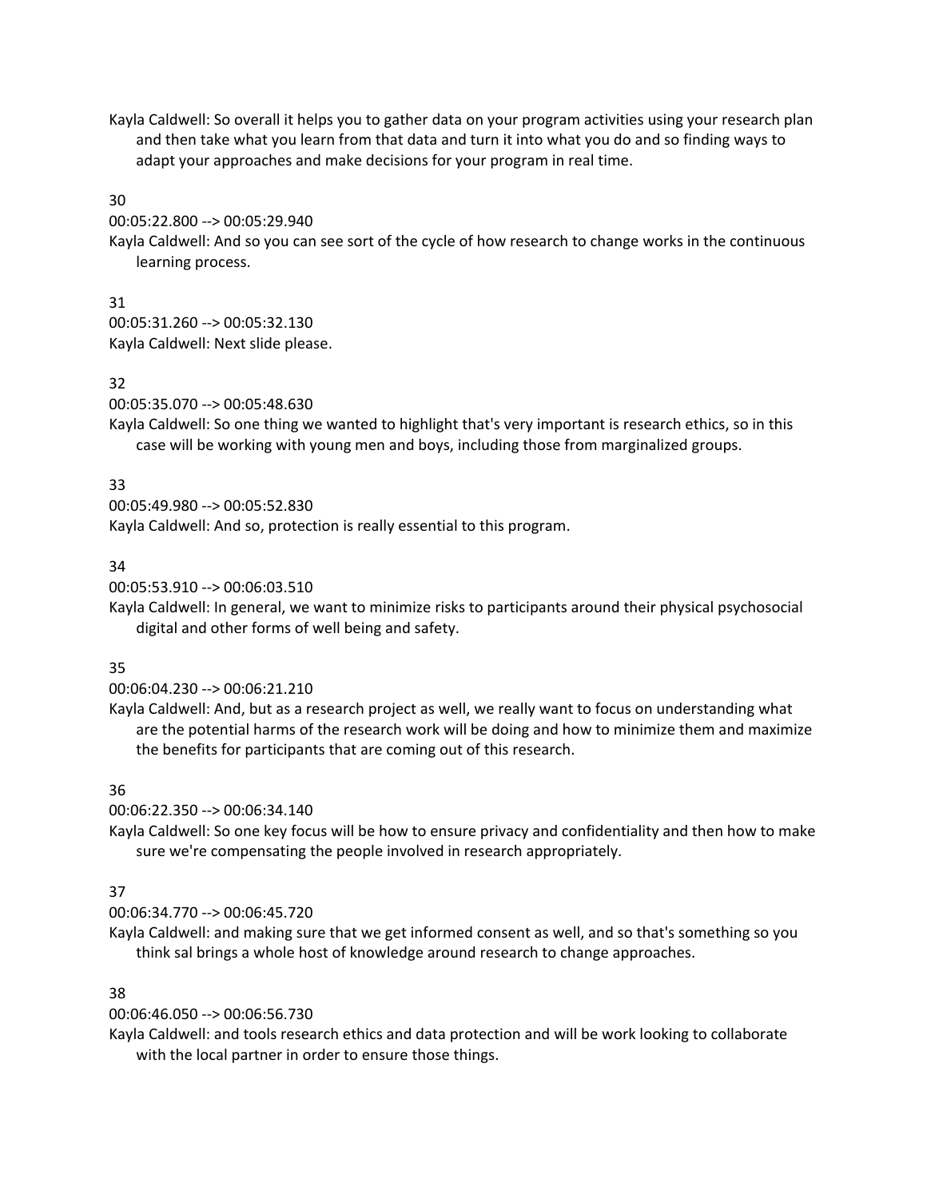Kayla Caldwell: So overall it helps you to gather data on your program activities using your research plan and then take what you learn from that data and turn it into what you do and so finding ways to adapt your approaches and make decisions for your program in real time.

30

00:05:22.800 --> 00:05:29.940

Kayla Caldwell: And so you can see sort of the cycle of how research to change works in the continuous learning process.

31

00:05:31.260 --> 00:05:32.130

Kayla Caldwell: Next slide please.

32

00:05:35.070 --> 00:05:48.630

Kayla Caldwell: So one thing we wanted to highlight that's very important is research ethics, so in this case will be working with young men and boys, including those from marginalized groups.

33

00:05:49.980 --> 00:05:52.830

Kayla Caldwell: And so, protection is really essential to this program.

34

00:05:53.910 --> 00:06:03.510

Kayla Caldwell: In general, we want to minimize risks to participants around their physical psychosocial digital and other forms of well being and safety.

35

00:06:04.230 --> 00:06:21.210

Kayla Caldwell: And, but as a research project as well, we really want to focus on understanding what are the potential harms of the research work will be doing and how to minimize them and maximize the benefits for participants that are coming out of this research.

36

00:06:22.350 --> 00:06:34.140

Kayla Caldwell: So one key focus will be how to ensure privacy and confidentiality and then how to make sure we're compensating the people involved in research appropriately.

37

00:06:34.770 --> 00:06:45.720

Kayla Caldwell: and making sure that we get informed consent as well, and so that's something so you think sal brings a whole host of knowledge around research to change approaches.

38

00:06:46.050 --> 00:06:56.730

Kayla Caldwell: and tools research ethics and data protection and will be work looking to collaborate with the local partner in order to ensure those things.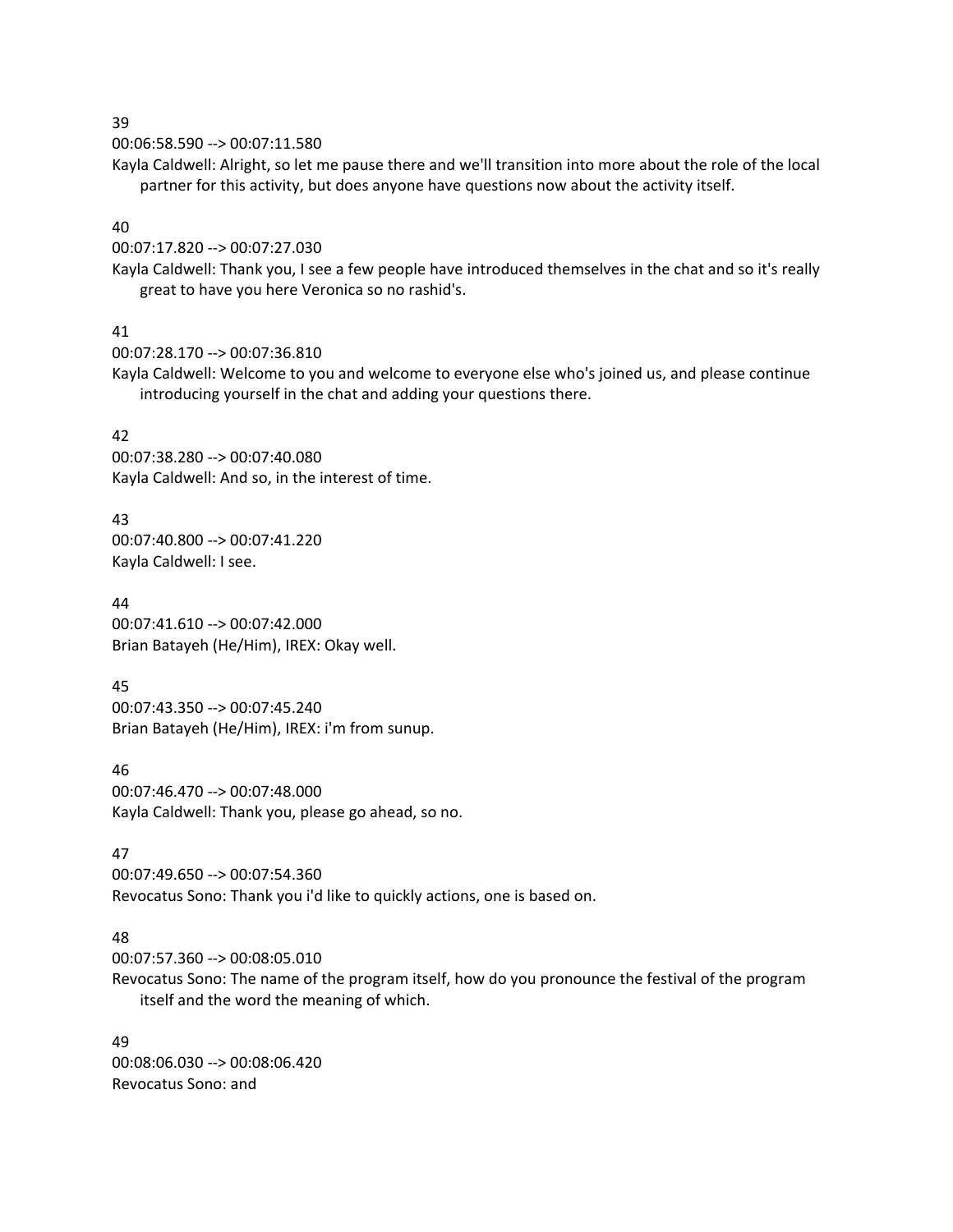39

00:06:58.590 --> 00:07:11.580

Kayla Caldwell: Alright, so let me pause there and we'll transition into more about the role of the local partner for this activity, but does anyone have questions now about the activity itself.

40

00:07:17.820 --> 00:07:27.030

Kayla Caldwell: Thank you, I see a few people have introduced themselves in the chat and so it's really great to have you here Veronica so no rashid's.

41

00:07:28.170 --> 00:07:36.810

Kayla Caldwell: Welcome to you and welcome to everyone else who's joined us, and please continue introducing yourself in the chat and adding your questions there.

42

00:07:38.280 --> 00:07:40.080

Kayla Caldwell: And so, in the interest of time.

43

00:07:40.800 --> 00:07:41.220

Kayla Caldwell: I see.

44

00:07:41.610 --> 00:07:42.000

Brian Batayeh (He/Him), IREX: Okay well.

45

00:07:43.350 --> 00:07:45.240

Brian Batayeh (He/Him), IREX: i'm from sunup.

46

00:07:46.470 --> 00:07:48.000

Kayla Caldwell: Thank you, please go ahead, so no.

47

00:07:49.650 --> 00:07:54.360

Revocatus Sono: Thank you i'd like to quickly actions, one is based on.

48

00:07:57.360 --> 00:08:05.010

Revocatus Sono: The name of the program itself, how do you pronounce the festival of the program itself and the word the meaning of which.

49

00:08:06.030 --> 00:08:06.420

Revocatus Sono: and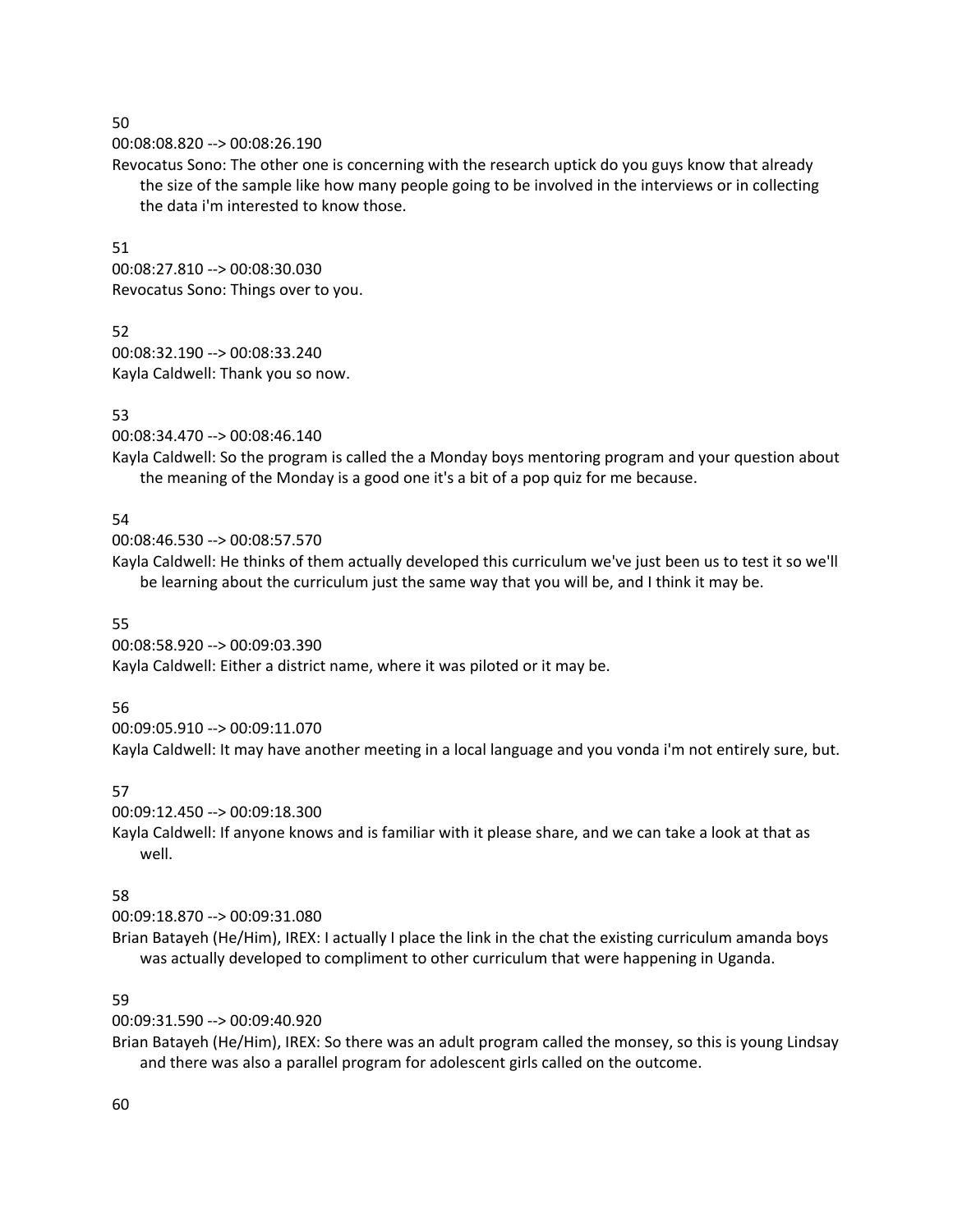50

00:08:08.820 --> 00:08:26.190

Revocatus Sono: The other one is concerning with the research uptick do you guys know that already the size of the sample like how many people going to be involved in the interviews or in collecting the data i'm interested to know those.

51

00:08:27.810 --> 00:08:30.030

Revocatus Sono: Things over to you.

52

00:08:32.190 --> 00:08:33.240

Kayla Caldwell: Thank you so now.

53

00:08:34.470 --> 00:08:46.140

Kayla Caldwell: So the program is called the a Monday boys mentoring program and your question about the meaning of the Monday is a good one it's a bit of a pop quiz for me because.

54

00:08:46.530 --> 00:08:57.570

Kayla Caldwell: He thinks of them actually developed this curriculum we've just been us to test it so we'll be learning about the curriculum just the same way that you will be, and I think it may be.

55

00:08:58.920 --> 00:09:03.390

Kayla Caldwell: Either a district name, where it was piloted or it may be.

56

00:09:05.910 --> 00:09:11.070

Kayla Caldwell: It may have another meeting in a local language and you vonda i'm not entirely sure, but.

57

00:09:12.450 --> 00:09:18.300

Kayla Caldwell: If anyone knows and is familiar with it please share, and we can take a look at that as well.

58

00:09:18.870 --> 00:09:31.080

Brian Batayeh (He/Him), IREX: I actually I place the link in the chat the existing curriculum amanda boys was actually developed to compliment to other curriculum that were happening in Uganda.

59

00:09:31.590 --> 00:09:40.920

Brian Batayeh (He/Him), IREX: So there was an adult program called the monsey, so this is young Lindsay and there was also a parallel program for adolescent girls called on the outcome.

60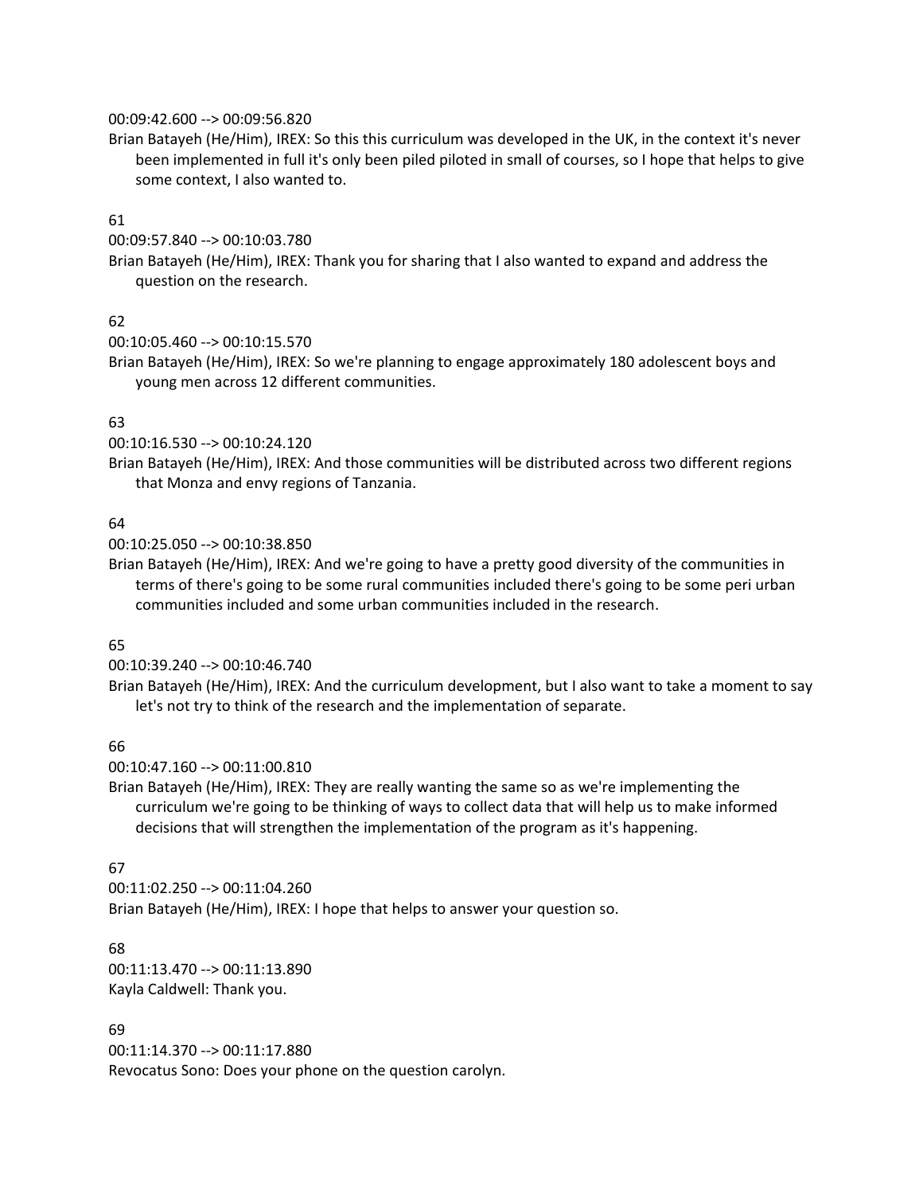00:09:42.600 --> 00:09:56.820
Brian Batayeh (He/Him), IREX: So this this curriculum was developed in the UK, in the context it's never been implemented in full it's only been piled piloted in small of courses, so I hope that helps to give some context, I also wanted to.

61
00:09:57.840 --> 00:10:03.780
Brian Batayeh (He/Him), IREX: Thank you for sharing that I also wanted to expand and address the question on the research.

62
00:10:05.460 --> 00:10:15.570
Brian Batayeh (He/Him), IREX: So we're planning to engage approximately 180 adolescent boys and young men across 12 different communities.

63
00:10:16.530 --> 00:10:24.120
Brian Batayeh (He/Him), IREX: And those communities will be distributed across two different regions that Monza and envy regions of Tanzania.

64
00:10:25.050 --> 00:10:38.850
Brian Batayeh (He/Him), IREX: And we're going to have a pretty good diversity of the communities in terms of there's going to be some rural communities included there's going to be some peri urban communities included and some urban communities included in the research.

65
00:10:39.240 --> 00:10:46.740
Brian Batayeh (He/Him), IREX: And the curriculum development, but I also want to take a moment to say let's not try to think of the research and the implementation of separate.

66
00:10:47.160 --> 00:11:00.810
Brian Batayeh (He/Him), IREX: They are really wanting the same so as we're implementing the curriculum we're going to be thinking of ways to collect data that will help us to make informed decisions that will strengthen the implementation of the program as it's happening.

67
00:11:02.250 --> 00:11:04.260
Brian Batayeh (He/Him), IREX: I hope that helps to answer your question so.

68
00:11:13.470 --> 00:11:13.890
Kayla Caldwell: Thank you.

69
00:11:14.370 --> 00:11:17.880
Revocatus Sono: Does your phone on the question carolyn.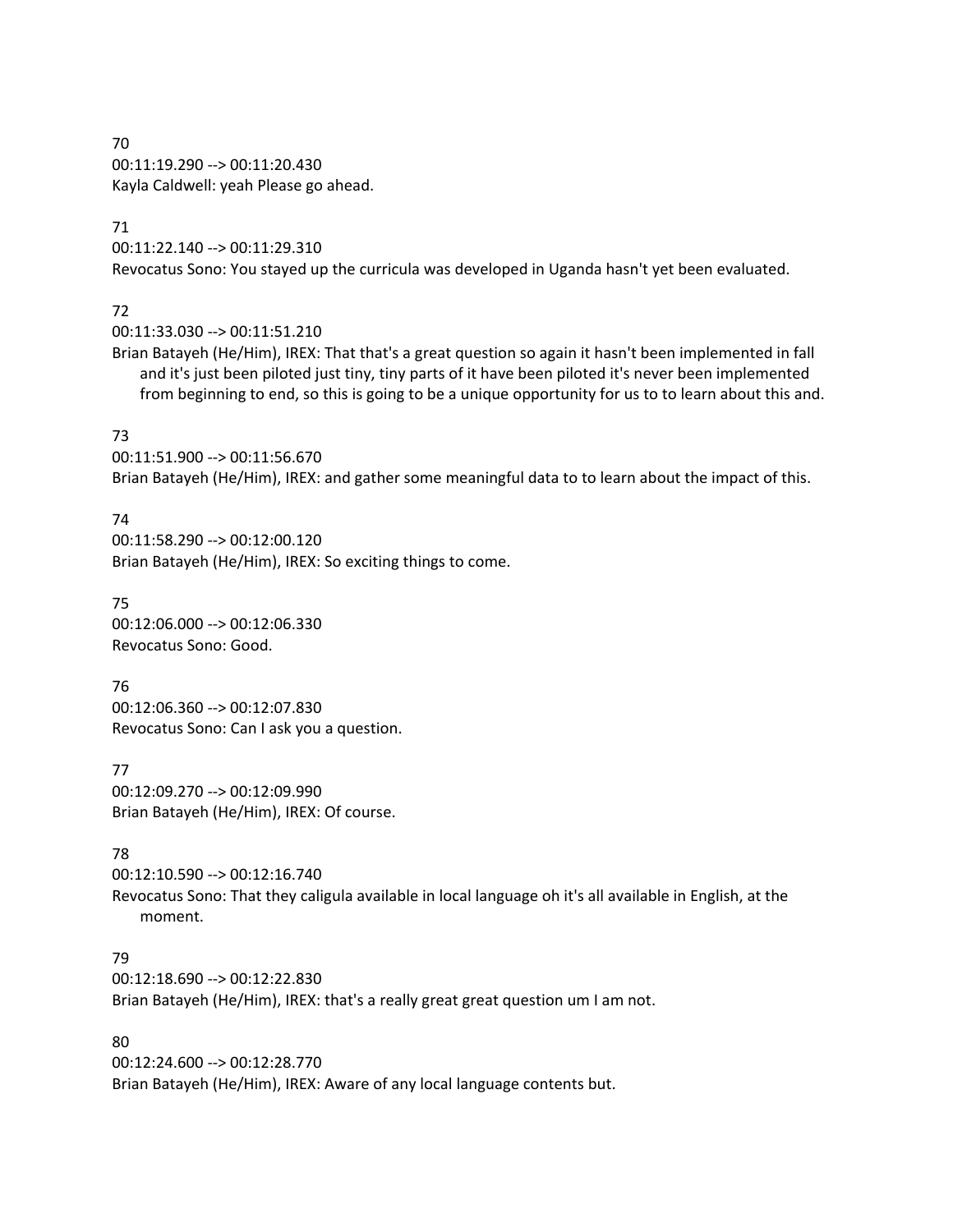70
00:11:19.290 --> 00:11:20.430
Kayla Caldwell: yeah Please go ahead.

71
00:11:22.140 --> 00:11:29.310
Revocatus Sono: You stayed up the curricula was developed in Uganda hasn't yet been evaluated.

72
00:11:33.030 --> 00:11:51.210
Brian Batayeh (He/Him), IREX: That that's a great question so again it hasn't been implemented in fall and it's just been piloted just tiny, tiny parts of it have been piloted it's never been implemented from beginning to end, so this is going to be a unique opportunity for us to to learn about this and.

73
00:11:51.900 --> 00:11:56.670
Brian Batayeh (He/Him), IREX: and gather some meaningful data to to learn about the impact of this.

74
00:11:58.290 --> 00:12:00.120
Brian Batayeh (He/Him), IREX: So exciting things to come.

75
00:12:06.000 --> 00:12:06.330
Revocatus Sono: Good.

76
00:12:06.360 --> 00:12:07.830
Revocatus Sono: Can I ask you a question.

77
00:12:09.270 --> 00:12:09.990
Brian Batayeh (He/Him), IREX: Of course.

78
00:12:10.590 --> 00:12:16.740
Revocatus Sono: That they caligula available in local language oh it's all available in English, at the moment.

79
00:12:18.690 --> 00:12:22.830
Brian Batayeh (He/Him), IREX: that's a really great great question um I am not.

80
00:12:24.600 --> 00:12:28.770
Brian Batayeh (He/Him), IREX: Aware of any local language contents but.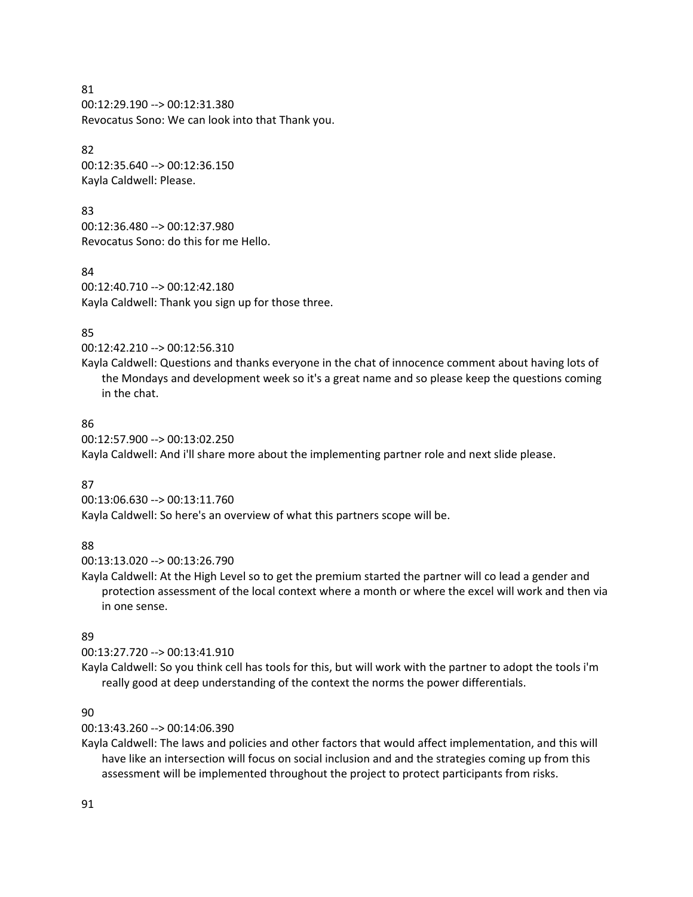81
00:12:29.190 --> 00:12:31.380
Revocatus Sono: We can look into that Thank you.

82
00:12:35.640 --> 00:12:36.150
Kayla Caldwell: Please.

83
00:12:36.480 --> 00:12:37.980
Revocatus Sono: do this for me Hello.

84
00:12:40.710 --> 00:12:42.180
Kayla Caldwell: Thank you sign up for those three.

85
00:12:42.210 --> 00:12:56.310
Kayla Caldwell: Questions and thanks everyone in the chat of innocence comment about having lots of the Mondays and development week so it's a great name and so please keep the questions coming in the chat.

86
00:12:57.900 --> 00:13:02.250
Kayla Caldwell: And i'll share more about the implementing partner role and next slide please.

87
00:13:06.630 --> 00:13:11.760
Kayla Caldwell: So here's an overview of what this partners scope will be.

88
00:13:13.020 --> 00:13:26.790
Kayla Caldwell: At the High Level so to get the premium started the partner will co lead a gender and protection assessment of the local context where a month or where the excel will work and then via in one sense.

89
00:13:27.720 --> 00:13:41.910
Kayla Caldwell: So you think cell has tools for this, but will work with the partner to adopt the tools i'm really good at deep understanding of the context the norms the power differentials.

90
00:13:43.260 --> 00:14:06.390
Kayla Caldwell: The laws and policies and other factors that would affect implementation, and this will have like an intersection will focus on social inclusion and and the strategies coming up from this assessment will be implemented throughout the project to protect participants from risks.

91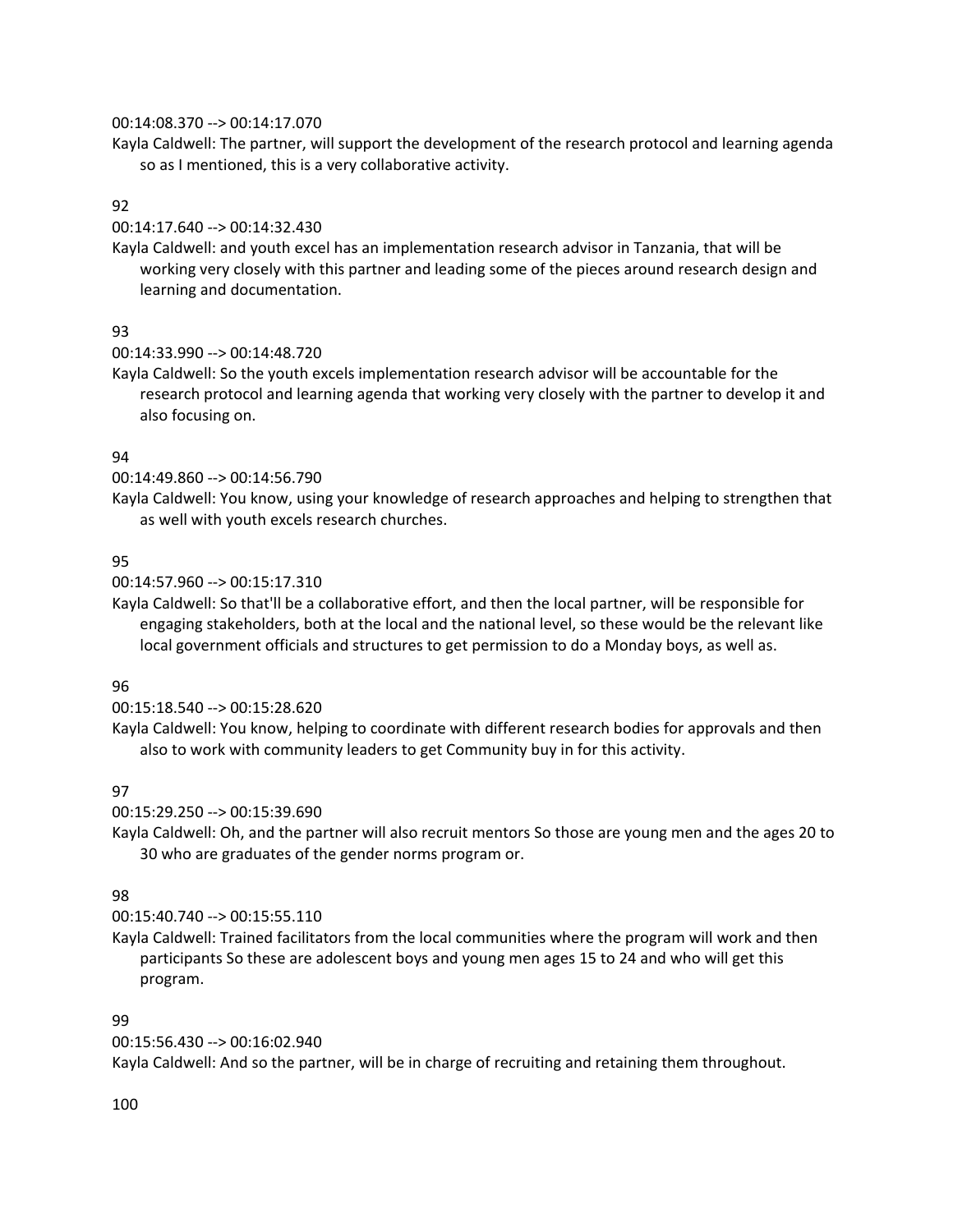00:14:08.370 --> 00:14:17.070
Kayla Caldwell: The partner, will support the development of the research protocol and learning agenda so as I mentioned, this is a very collaborative activity.

92

00:14:17.640 --> 00:14:32.430
Kayla Caldwell: and youth excel has an implementation research advisor in Tanzania, that will be working very closely with this partner and leading some of the pieces around research design and learning and documentation.

93

00:14:33.990 --> 00:14:48.720
Kayla Caldwell: So the youth excels implementation research advisor will be accountable for the research protocol and learning agenda that working very closely with the partner to develop it and also focusing on.

94

00:14:49.860 --> 00:14:56.790
Kayla Caldwell: You know, using your knowledge of research approaches and helping to strengthen that as well with youth excels research churches.

95

00:14:57.960 --> 00:15:17.310
Kayla Caldwell: So that'll be a collaborative effort, and then the local partner, will be responsible for engaging stakeholders, both at the local and the national level, so these would be the relevant like local government officials and structures to get permission to do a Monday boys, as well as.

96

00:15:18.540 --> 00:15:28.620
Kayla Caldwell: You know, helping to coordinate with different research bodies for approvals and then also to work with community leaders to get Community buy in for this activity.

97

00:15:29.250 --> 00:15:39.690
Kayla Caldwell: Oh, and the partner will also recruit mentors So those are young men and the ages 20 to 30 who are graduates of the gender norms program or.

98

00:15:40.740 --> 00:15:55.110
Kayla Caldwell: Trained facilitators from the local communities where the program will work and then participants So these are adolescent boys and young men ages 15 to 24 and who will get this program.

99

00:15:56.430 --> 00:16:02.940
Kayla Caldwell: And so the partner, will be in charge of recruiting and retaining them throughout.

100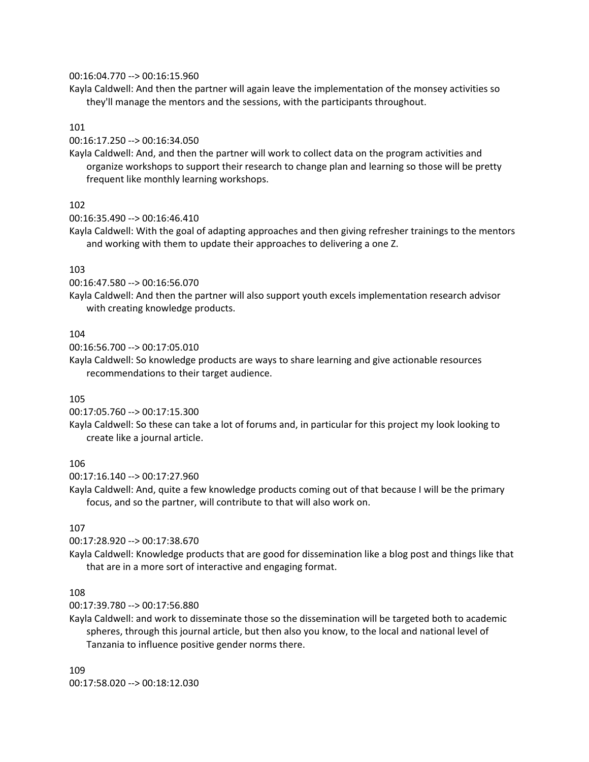00:16:04.770 --> 00:16:15.960
Kayla Caldwell: And then the partner will again leave the implementation of the monsey activities so they'll manage the mentors and the sessions, with the participants throughout.

101
00:16:17.250 --> 00:16:34.050
Kayla Caldwell: And, and then the partner will work to collect data on the program activities and organize workshops to support their research to change plan and learning so those will be pretty frequent like monthly learning workshops.

102
00:16:35.490 --> 00:16:46.410
Kayla Caldwell: With the goal of adapting approaches and then giving refresher trainings to the mentors and working with them to update their approaches to delivering a one Z.

103
00:16:47.580 --> 00:16:56.070
Kayla Caldwell: And then the partner will also support youth excels implementation research advisor with creating knowledge products.

104
00:16:56.700 --> 00:17:05.010
Kayla Caldwell: So knowledge products are ways to share learning and give actionable resources recommendations to their target audience.

105
00:17:05.760 --> 00:17:15.300
Kayla Caldwell: So these can take a lot of forums and, in particular for this project my look looking to create like a journal article.

106
00:17:16.140 --> 00:17:27.960
Kayla Caldwell: And, quite a few knowledge products coming out of that because I will be the primary focus, and so the partner, will contribute to that will also work on.

107
00:17:28.920 --> 00:17:38.670
Kayla Caldwell: Knowledge products that are good for dissemination like a blog post and things like that that are in a more sort of interactive and engaging format.

108
00:17:39.780 --> 00:17:56.880
Kayla Caldwell: and work to disseminate those so the dissemination will be targeted both to academic spheres, through this journal article, but then also you know, to the local and national level of Tanzania to influence positive gender norms there.

109
00:17:58.020 --> 00:18:12.030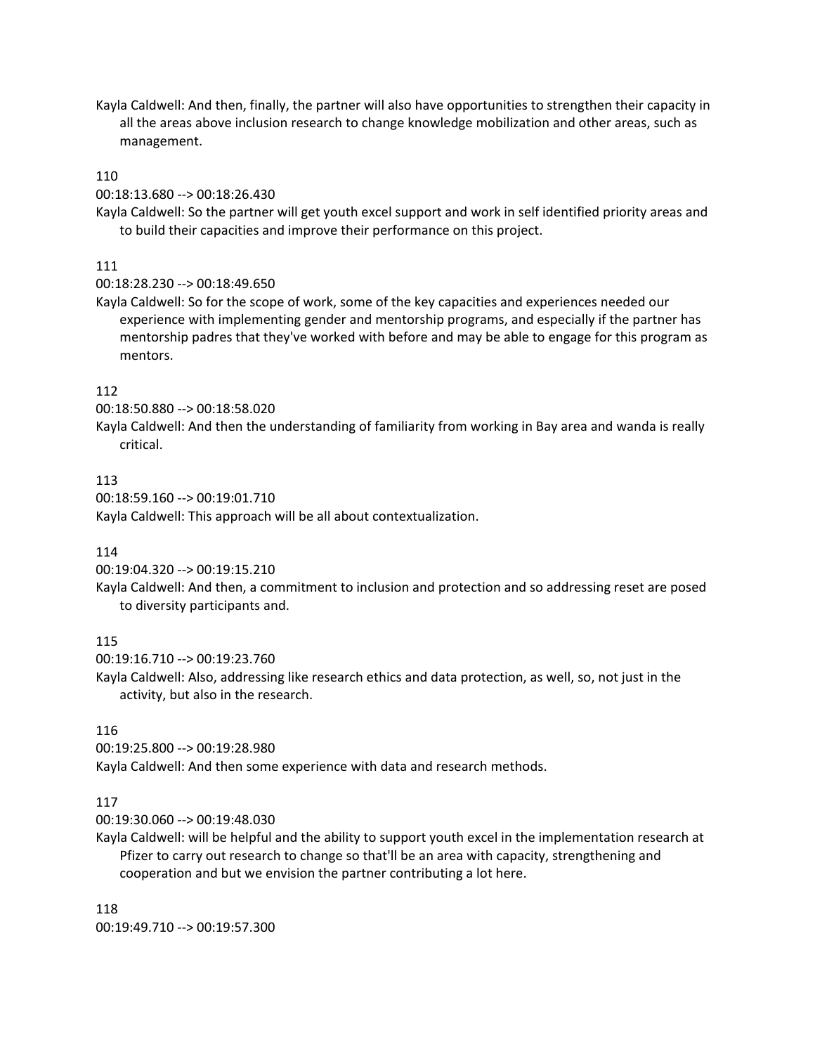Kayla Caldwell: And then, finally, the partner will also have opportunities to strengthen their capacity in all the areas above inclusion research to change knowledge mobilization and other areas, such as management.

110

00:18:13.680 --> 00:18:26.430

Kayla Caldwell: So the partner will get youth excel support and work in self identified priority areas and to build their capacities and improve their performance on this project.

111

00:18:28.230 --> 00:18:49.650

Kayla Caldwell: So for the scope of work, some of the key capacities and experiences needed our experience with implementing gender and mentorship programs, and especially if the partner has mentorship padres that they've worked with before and may be able to engage for this program as mentors.

112

00:18:50.880 --> 00:18:58.020

Kayla Caldwell: And then the understanding of familiarity from working in Bay area and wanda is really critical.

113

00:18:59.160 --> 00:19:01.710

Kayla Caldwell: This approach will be all about contextualization.

114

00:19:04.320 --> 00:19:15.210

Kayla Caldwell: And then, a commitment to inclusion and protection and so addressing reset are posed to diversity participants and.

115

00:19:16.710 --> 00:19:23.760

Kayla Caldwell: Also, addressing like research ethics and data protection, as well, so, not just in the activity, but also in the research.

116

00:19:25.800 --> 00:19:28.980

Kayla Caldwell: And then some experience with data and research methods.

117

00:19:30.060 --> 00:19:48.030

Kayla Caldwell: will be helpful and the ability to support youth excel in the implementation research at Pfizer to carry out research to change so that'll be an area with capacity, strengthening and cooperation and but we envision the partner contributing a lot here.

118

00:19:49.710 --> 00:19:57.300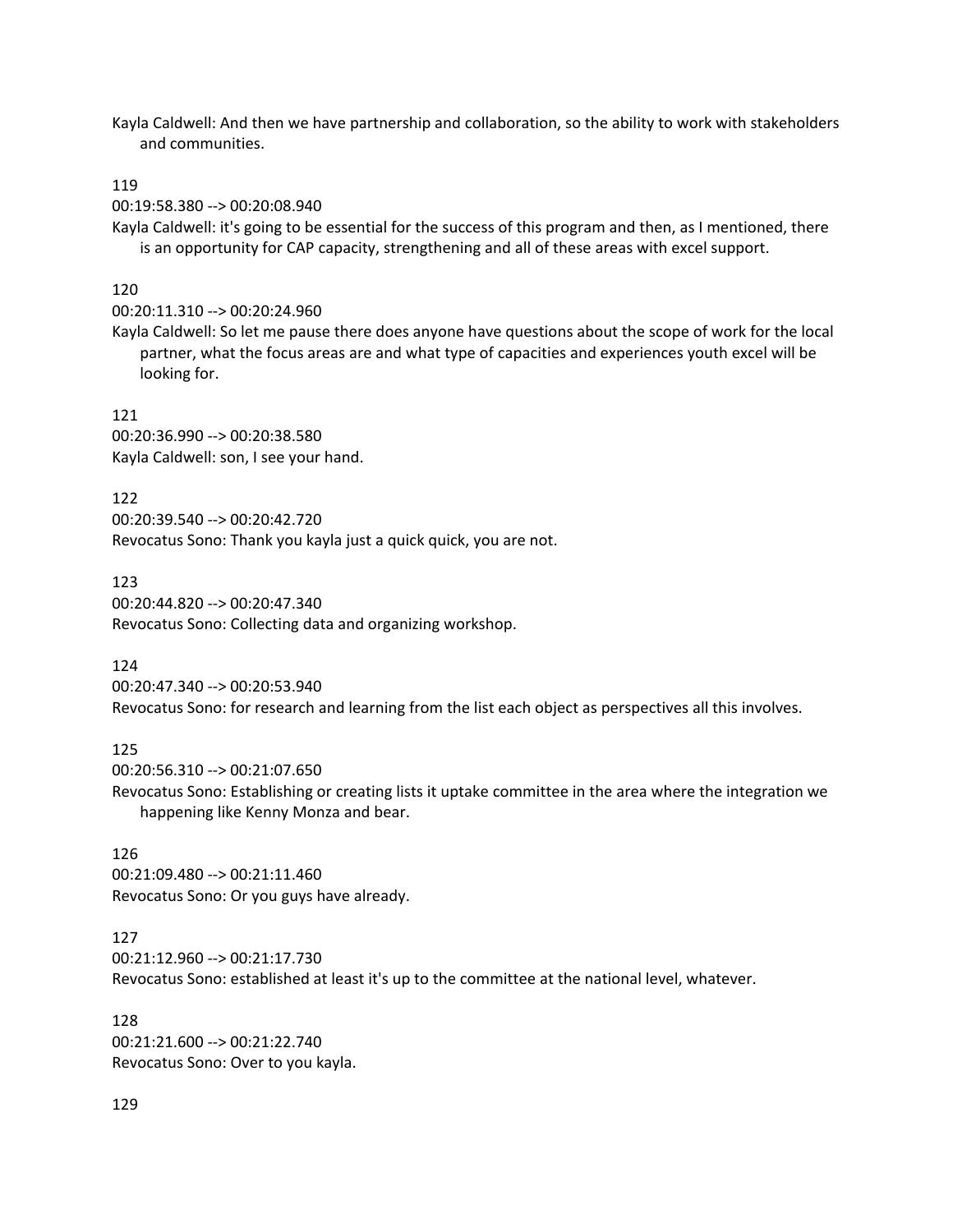Kayla Caldwell: And then we have partnership and collaboration, so the ability to work with stakeholders and communities.

119

00:19:58.380 --> 00:20:08.940

Kayla Caldwell: it's going to be essential for the success of this program and then, as I mentioned, there is an opportunity for CAP capacity, strengthening and all of these areas with excel support.

120

00:20:11.310 --> 00:20:24.960

Kayla Caldwell: So let me pause there does anyone have questions about the scope of work for the local partner, what the focus areas are and what type of capacities and experiences youth excel will be looking for.

121

00:20:36.990 --> 00:20:38.580

Kayla Caldwell: son, I see your hand.

122

00:20:39.540 --> 00:20:42.720

Revocatus Sono: Thank you kayla just a quick quick, you are not.

123

00:20:44.820 --> 00:20:47.340

Revocatus Sono: Collecting data and organizing workshop.

124

00:20:47.340 --> 00:20:53.940

Revocatus Sono: for research and learning from the list each object as perspectives all this involves.

125

00:20:56.310 --> 00:21:07.650

Revocatus Sono: Establishing or creating lists it uptake committee in the area where the integration we happening like Kenny Monza and bear.

126

00:21:09.480 --> 00:21:11.460

Revocatus Sono: Or you guys have already.

127

00:21:12.960 --> 00:21:17.730

Revocatus Sono: established at least it's up to the committee at the national level, whatever.

128

00:21:21.600 --> 00:21:22.740

Revocatus Sono: Over to you kayla.

129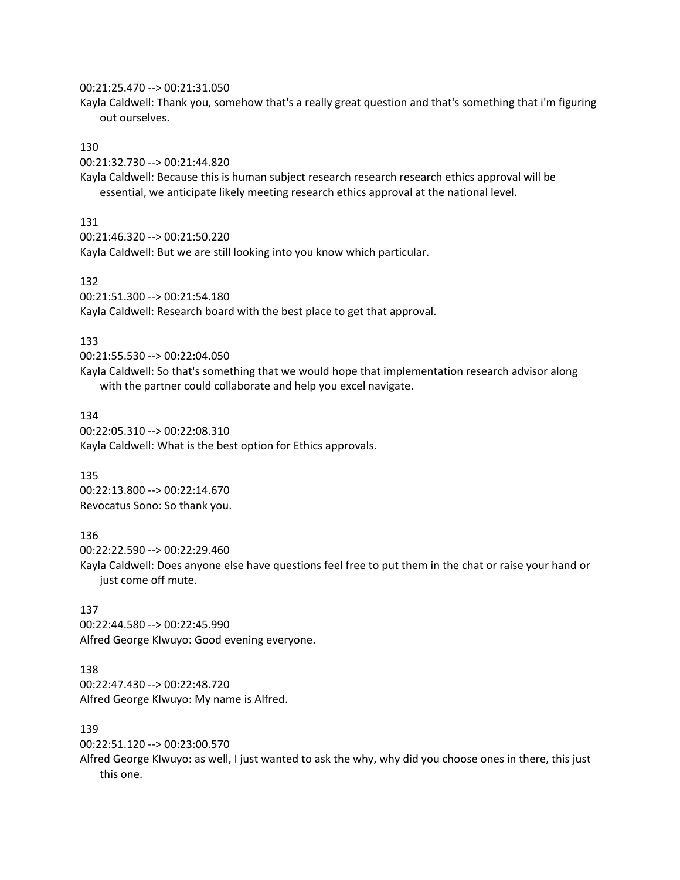00:21:25.470 --> 00:21:31.050
Kayla Caldwell: Thank you, somehow that's a really great question and that's something that i'm figuring out ourselves.

130
00:21:32.730 --> 00:21:44.820
Kayla Caldwell: Because this is human subject research research research ethics approval will be essential, we anticipate likely meeting research ethics approval at the national level.

131
00:21:46.320 --> 00:21:50.220
Kayla Caldwell: But we are still looking into you know which particular.

132
00:21:51.300 --> 00:21:54.180
Kayla Caldwell: Research board with the best place to get that approval.

133
00:21:55.530 --> 00:22:04.050
Kayla Caldwell: So that's something that we would hope that implementation research advisor along with the partner could collaborate and help you excel navigate.

134
00:22:05.310 --> 00:22:08.310
Kayla Caldwell: What is the best option for Ethics approvals.

135
00:22:13.800 --> 00:22:14.670
Revocatus Sono: So thank you.

136
00:22:22.590 --> 00:22:29.460
Kayla Caldwell: Does anyone else have questions feel free to put them in the chat or raise your hand or just come off mute.

137
00:22:44.580 --> 00:22:45.990
Alfred George KIwuyo: Good evening everyone.

138
00:22:47.430 --> 00:22:48.720
Alfred George KIwuyo: My name is Alfred.

139
00:22:51.120 --> 00:23:00.570
Alfred George KIwuyo: as well, I just wanted to ask the why, why did you choose ones in there, this just this one.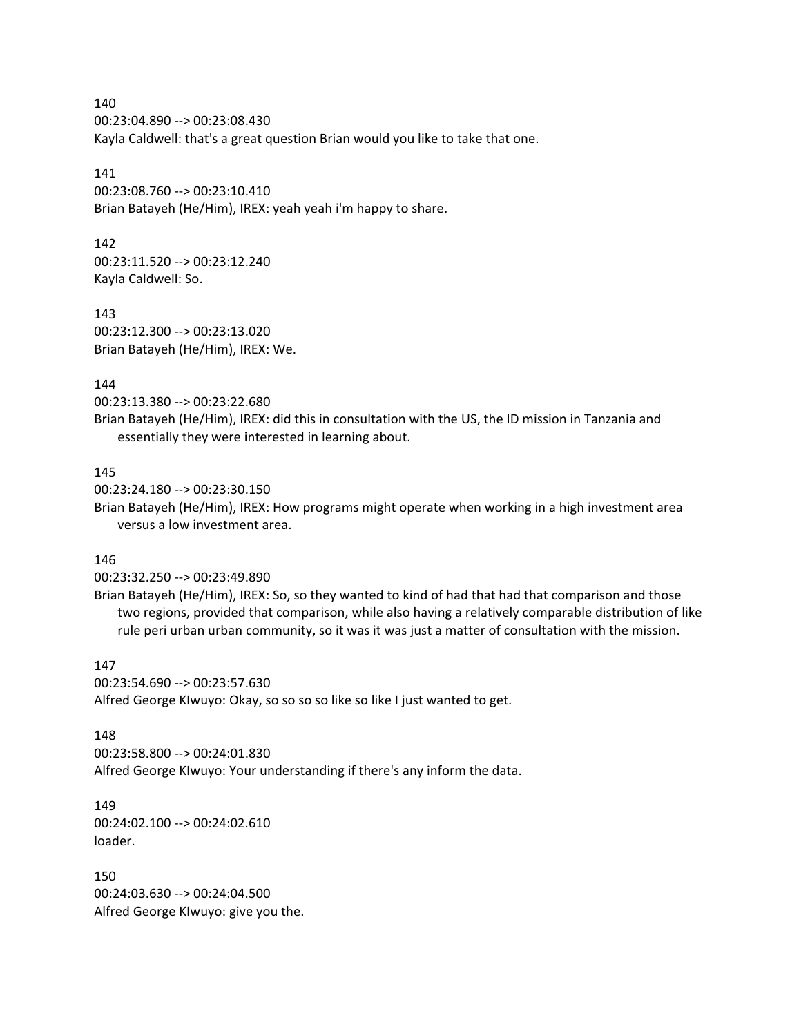140
00:23:04.890 --> 00:23:08.430
Kayla Caldwell: that's a great question Brian would you like to take that one.

141
00:23:08.760 --> 00:23:10.410
Brian Batayeh (He/Him), IREX: yeah yeah i'm happy to share.

142
00:23:11.520 --> 00:23:12.240
Kayla Caldwell: So.

143
00:23:12.300 --> 00:23:13.020
Brian Batayeh (He/Him), IREX: We.

144
00:23:13.380 --> 00:23:22.680
Brian Batayeh (He/Him), IREX: did this in consultation with the US, the ID mission in Tanzania and essentially they were interested in learning about.

145
00:23:24.180 --> 00:23:30.150
Brian Batayeh (He/Him), IREX: How programs might operate when working in a high investment area versus a low investment area.

146
00:23:32.250 --> 00:23:49.890
Brian Batayeh (He/Him), IREX: So, so they wanted to kind of had that had that comparison and those two regions, provided that comparison, while also having a relatively comparable distribution of like rule peri urban urban community, so it was it was just a matter of consultation with the mission.

147
00:23:54.690 --> 00:23:57.630
Alfred George KIwuyo: Okay, so so so so like so like I just wanted to get.

148
00:23:58.800 --> 00:24:01.830
Alfred George KIwuyo: Your understanding if there's any inform the data.

149
00:24:02.100 --> 00:24:02.610
loader.

150
00:24:03.630 --> 00:24:04.500
Alfred George KIwuyo: give you the.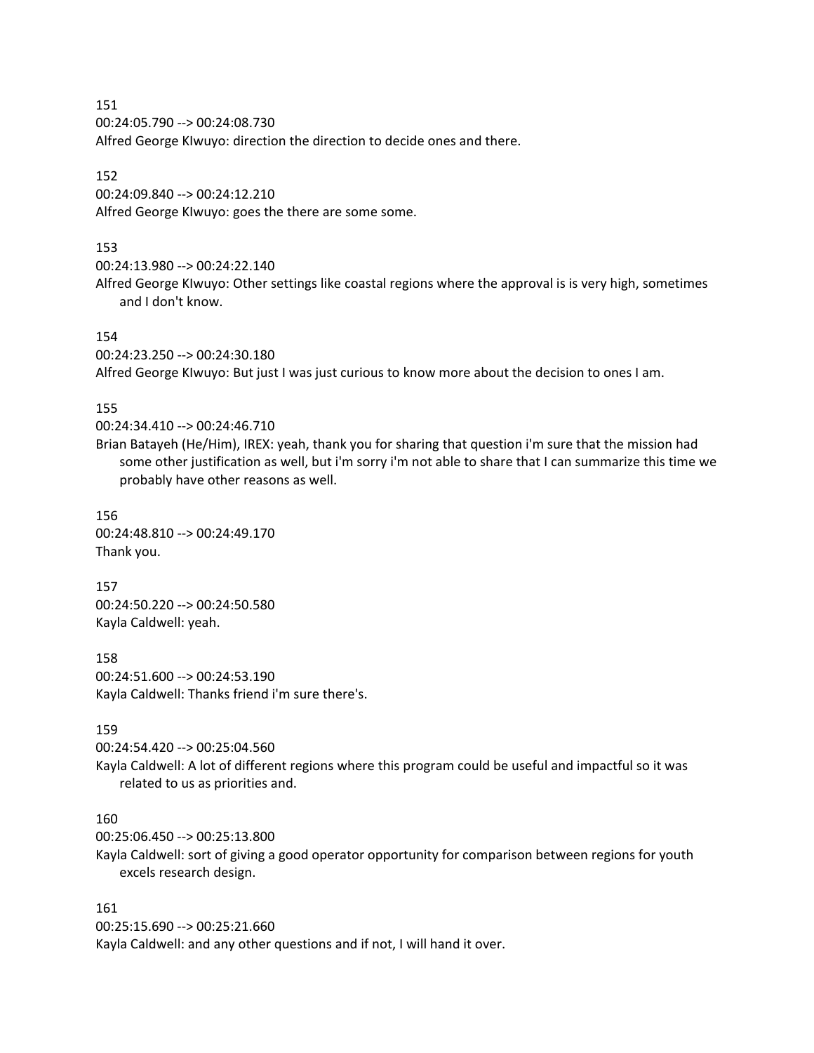151
00:24:05.790 --> 00:24:08.730
Alfred George KIwuyo: direction the direction to decide ones and there.

152
00:24:09.840 --> 00:24:12.210
Alfred George KIwuyo: goes the there are some some.

153
00:24:13.980 --> 00:24:22.140
Alfred George KIwuyo: Other settings like coastal regions where the approval is is very high, sometimes and I don't know.

154
00:24:23.250 --> 00:24:30.180
Alfred George KIwuyo: But just I was just curious to know more about the decision to ones I am.

155
00:24:34.410 --> 00:24:46.710
Brian Batayeh (He/Him), IREX: yeah, thank you for sharing that question i'm sure that the mission had some other justification as well, but i'm sorry i'm not able to share that I can summarize this time we probably have other reasons as well.

156
00:24:48.810 --> 00:24:49.170
Thank you.

157
00:24:50.220 --> 00:24:50.580
Kayla Caldwell: yeah.

158
00:24:51.600 --> 00:24:53.190
Kayla Caldwell: Thanks friend i'm sure there's.

159
00:24:54.420 --> 00:25:04.560
Kayla Caldwell: A lot of different regions where this program could be useful and impactful so it was related to us as priorities and.

160
00:25:06.450 --> 00:25:13.800
Kayla Caldwell: sort of giving a good operator opportunity for comparison between regions for youth excels research design.

161
00:25:15.690 --> 00:25:21.660
Kayla Caldwell: and any other questions and if not, I will hand it over.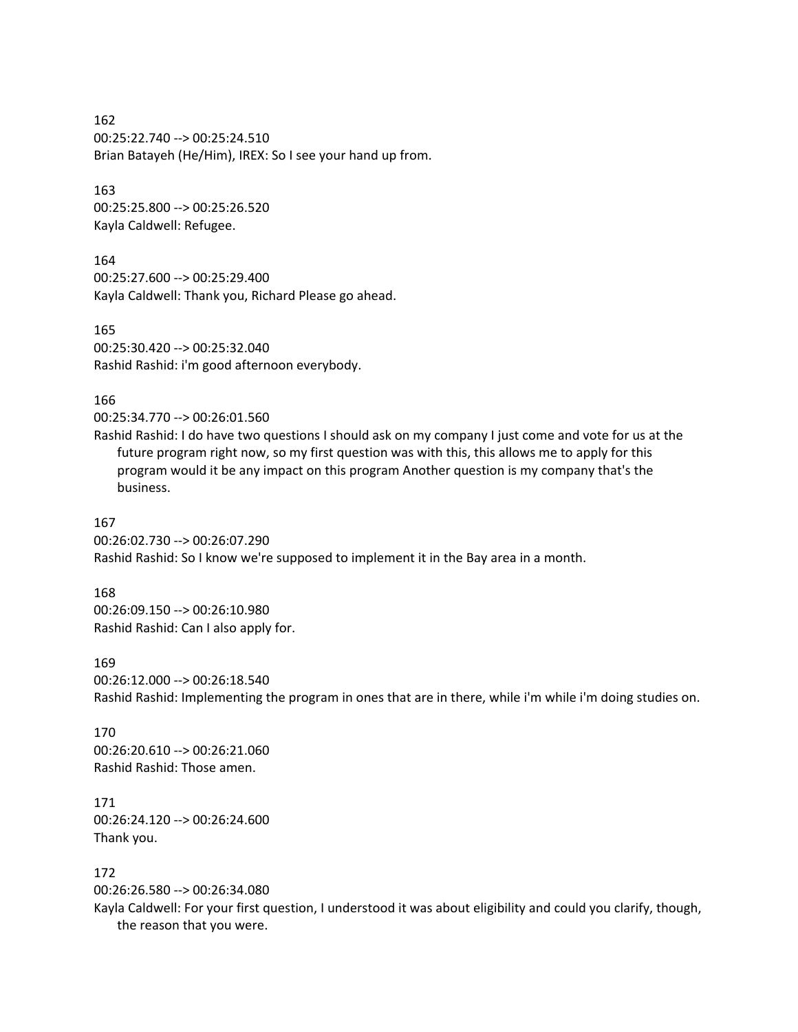162
00:25:22.740 --> 00:25:24.510
Brian Batayeh (He/Him), IREX: So I see your hand up from.

163
00:25:25.800 --> 00:25:26.520
Kayla Caldwell: Refugee.

164
00:25:27.600 --> 00:25:29.400
Kayla Caldwell: Thank you, Richard Please go ahead.

165
00:25:30.420 --> 00:25:32.040
Rashid Rashid: i'm good afternoon everybody.

166
00:25:34.770 --> 00:26:01.560
Rashid Rashid: I do have two questions I should ask on my company I just come and vote for us at the future program right now, so my first question was with this, this allows me to apply for this program would it be any impact on this program Another question is my company that's the business.

167
00:26:02.730 --> 00:26:07.290
Rashid Rashid: So I know we're supposed to implement it in the Bay area in a month.

168
00:26:09.150 --> 00:26:10.980
Rashid Rashid: Can I also apply for.

169
00:26:12.000 --> 00:26:18.540
Rashid Rashid: Implementing the program in ones that are in there, while i'm while i'm doing studies on.

170
00:26:20.610 --> 00:26:21.060
Rashid Rashid: Those amen.

171
00:26:24.120 --> 00:26:24.600
Thank you.

172
00:26:26.580 --> 00:26:34.080
Kayla Caldwell: For your first question, I understood it was about eligibility and could you clarify, though, the reason that you were.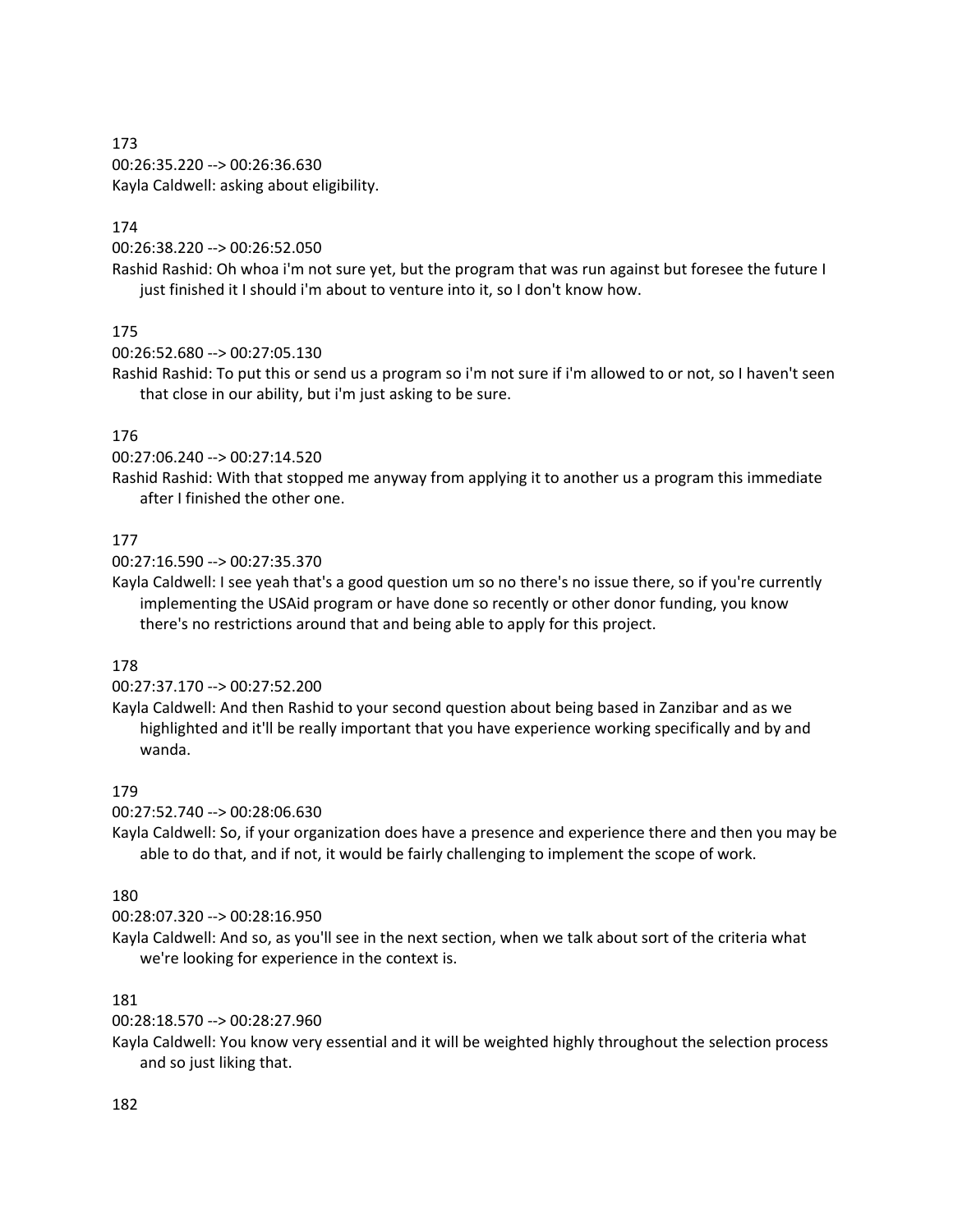173
00:26:35.220 --> 00:26:36.630
Kayla Caldwell: asking about eligibility.

174
00:26:38.220 --> 00:26:52.050
Rashid Rashid: Oh whoa i'm not sure yet, but the program that was run against but foresee the future I just finished it I should i'm about to venture into it, so I don't know how.

175
00:26:52.680 --> 00:27:05.130
Rashid Rashid: To put this or send us a program so i'm not sure if i'm allowed to or not, so I haven't seen that close in our ability, but i'm just asking to be sure.

176
00:27:06.240 --> 00:27:14.520
Rashid Rashid: With that stopped me anyway from applying it to another us a program this immediate after I finished the other one.

177
00:27:16.590 --> 00:27:35.370
Kayla Caldwell: I see yeah that's a good question um so no there's no issue there, so if you're currently implementing the USAid program or have done so recently or other donor funding, you know there's no restrictions around that and being able to apply for this project.

178
00:27:37.170 --> 00:27:52.200
Kayla Caldwell: And then Rashid to your second question about being based in Zanzibar and as we highlighted and it'll be really important that you have experience working specifically and by and wanda.

179
00:27:52.740 --> 00:28:06.630
Kayla Caldwell: So, if your organization does have a presence and experience there and then you may be able to do that, and if not, it would be fairly challenging to implement the scope of work.

180
00:28:07.320 --> 00:28:16.950
Kayla Caldwell: And so, as you'll see in the next section, when we talk about sort of the criteria what we're looking for experience in the context is.

181
00:28:18.570 --> 00:28:27.960
Kayla Caldwell: You know very essential and it will be weighted highly throughout the selection process and so just liking that.

182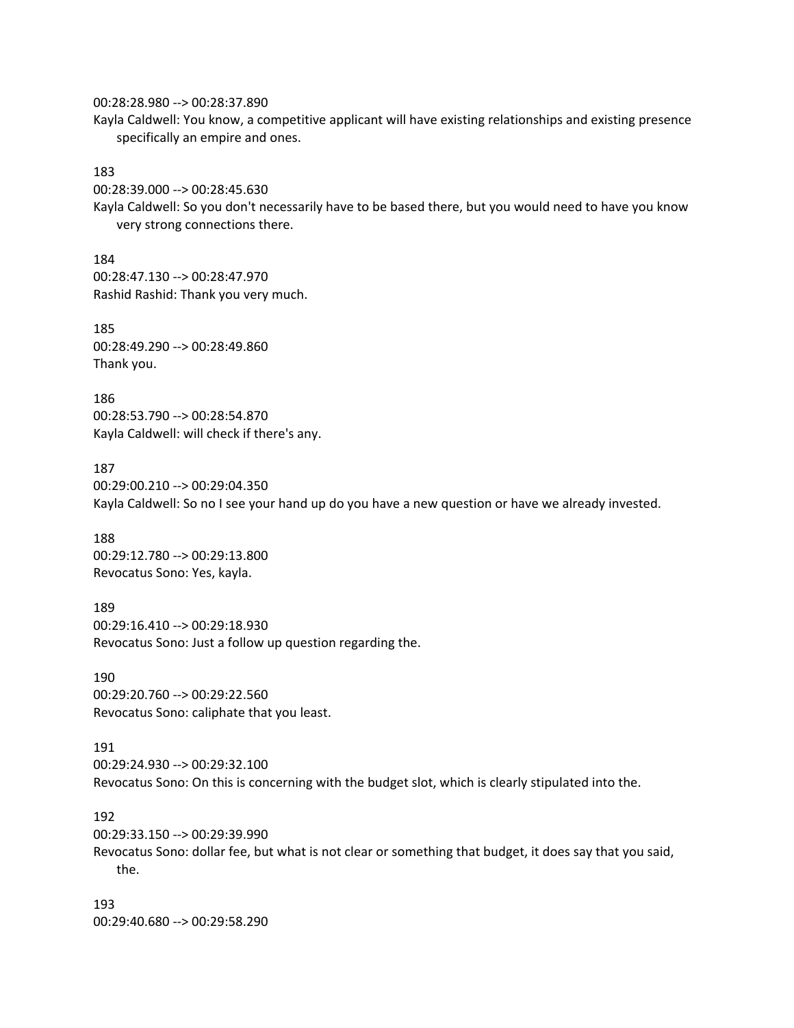00:28:28.980 --> 00:28:37.890
Kayla Caldwell: You know, a competitive applicant will have existing relationships and existing presence specifically an empire and ones.

183
00:28:39.000 --> 00:28:45.630
Kayla Caldwell: So you don't necessarily have to be based there, but you would need to have you know very strong connections there.

184
00:28:47.130 --> 00:28:47.970
Rashid Rashid: Thank you very much.

185
00:28:49.290 --> 00:28:49.860
Thank you.

186
00:28:53.790 --> 00:28:54.870
Kayla Caldwell: will check if there's any.

187
00:29:00.210 --> 00:29:04.350
Kayla Caldwell: So no I see your hand up do you have a new question or have we already invested.

188
00:29:12.780 --> 00:29:13.800
Revocatus Sono: Yes, kayla.

189
00:29:16.410 --> 00:29:18.930
Revocatus Sono: Just a follow up question regarding the.

190
00:29:20.760 --> 00:29:22.560
Revocatus Sono: caliphate that you least.

191
00:29:24.930 --> 00:29:32.100
Revocatus Sono: On this is concerning with the budget slot, which is clearly stipulated into the.

192
00:29:33.150 --> 00:29:39.990
Revocatus Sono: dollar fee, but what is not clear or something that budget, it does say that you said, the.

193
00:29:40.680 --> 00:29:58.290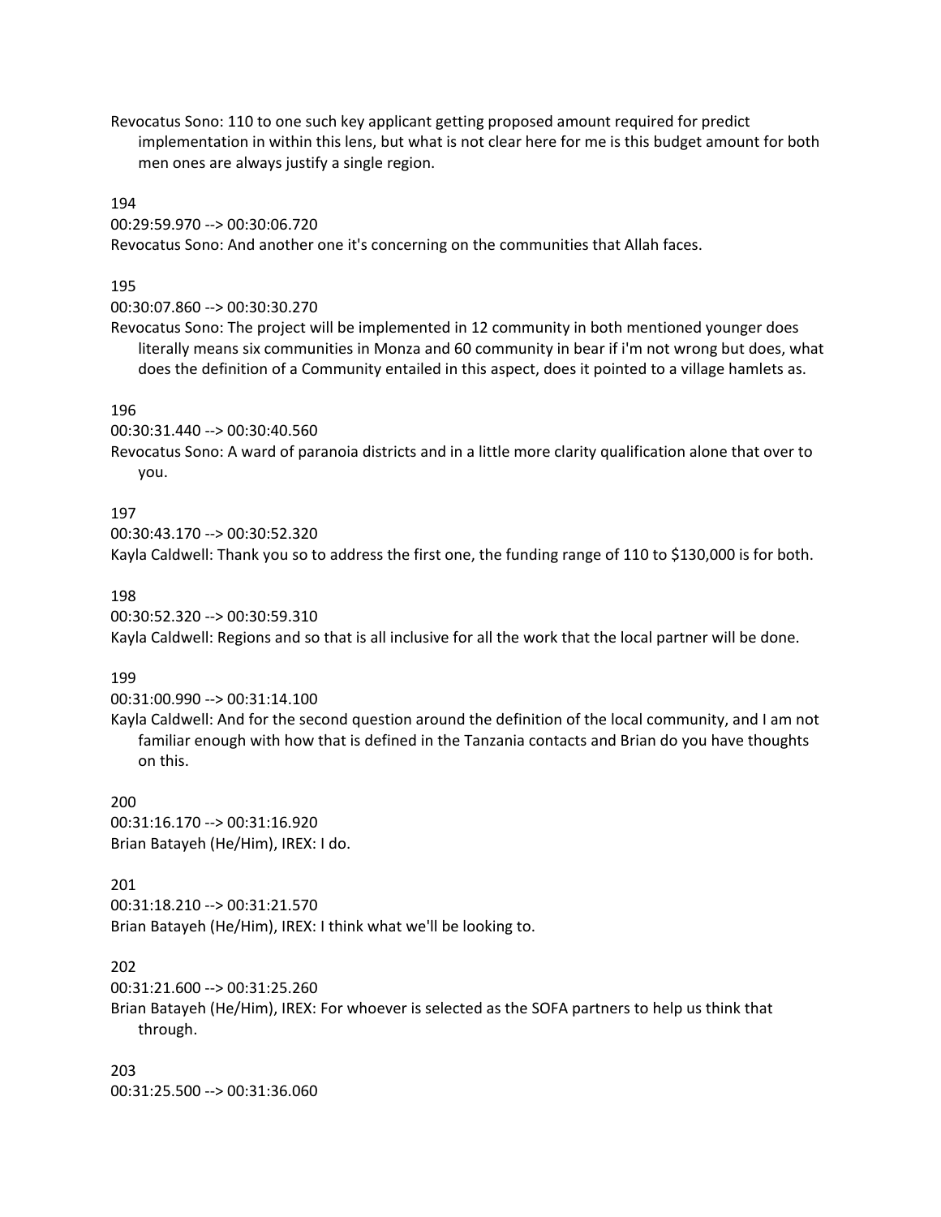Revocatus Sono: 110 to one such key applicant getting proposed amount required for predict implementation in within this lens, but what is not clear here for me is this budget amount for both men ones are always justify a single region.

194
00:29:59.970 --> 00:30:06.720
Revocatus Sono: And another one it's concerning on the communities that Allah faces.

195
00:30:07.860 --> 00:30:30.270
Revocatus Sono: The project will be implemented in 12 community in both mentioned younger does literally means six communities in Monza and 60 community in bear if i'm not wrong but does, what does the definition of a Community entailed in this aspect, does it pointed to a village hamlets as.

196
00:30:31.440 --> 00:30:40.560
Revocatus Sono: A ward of paranoia districts and in a little more clarity qualification alone that over to you.

197
00:30:43.170 --> 00:30:52.320
Kayla Caldwell: Thank you so to address the first one, the funding range of 110 to $130,000 is for both.

198
00:30:52.320 --> 00:30:59.310
Kayla Caldwell: Regions and so that is all inclusive for all the work that the local partner will be done.

199
00:31:00.990 --> 00:31:14.100
Kayla Caldwell: And for the second question around the definition of the local community, and I am not familiar enough with how that is defined in the Tanzania contacts and Brian do you have thoughts on this.

200
00:31:16.170 --> 00:31:16.920
Brian Batayeh (He/Him), IREX: I do.

201
00:31:18.210 --> 00:31:21.570
Brian Batayeh (He/Him), IREX: I think what we'll be looking to.

202
00:31:21.600 --> 00:31:25.260
Brian Batayeh (He/Him), IREX: For whoever is selected as the SOFA partners to help us think that through.

203
00:31:25.500 --> 00:31:36.060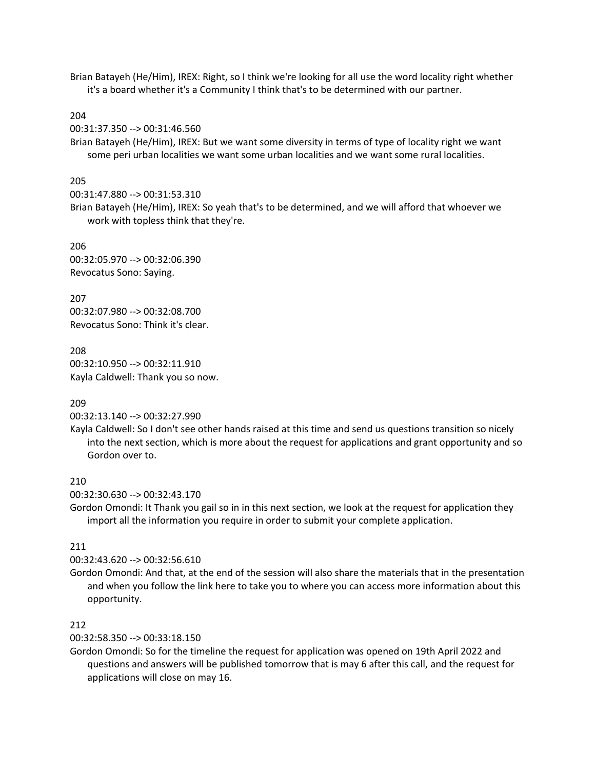Brian Batayeh (He/Him), IREX: Right, so I think we're looking for all use the word locality right whether it's a board whether it's a Community I think that's to be determined with our partner.

204
00:31:37.350 --> 00:31:46.560
Brian Batayeh (He/Him), IREX: But we want some diversity in terms of type of locality right we want some peri urban localities we want some urban localities and we want some rural localities.

205
00:31:47.880 --> 00:31:53.310
Brian Batayeh (He/Him), IREX: So yeah that's to be determined, and we will afford that whoever we work with topless think that they're.

206
00:32:05.970 --> 00:32:06.390
Revocatus Sono: Saying.

207
00:32:07.980 --> 00:32:08.700
Revocatus Sono: Think it's clear.

208
00:32:10.950 --> 00:32:11.910
Kayla Caldwell: Thank you so now.

209
00:32:13.140 --> 00:32:27.990
Kayla Caldwell: So I don't see other hands raised at this time and send us questions transition so nicely into the next section, which is more about the request for applications and grant opportunity and so Gordon over to.

210
00:32:30.630 --> 00:32:43.170
Gordon Omondi: It Thank you gail so in in this next section, we look at the request for application they import all the information you require in order to submit your complete application.

211
00:32:43.620 --> 00:32:56.610
Gordon Omondi: And that, at the end of the session will also share the materials that in the presentation and when you follow the link here to take you to where you can access more information about this opportunity.

212
00:32:58.350 --> 00:33:18.150
Gordon Omondi: So for the timeline the request for application was opened on 19th April 2022 and questions and answers will be published tomorrow that is may 6 after this call, and the request for applications will close on may 16.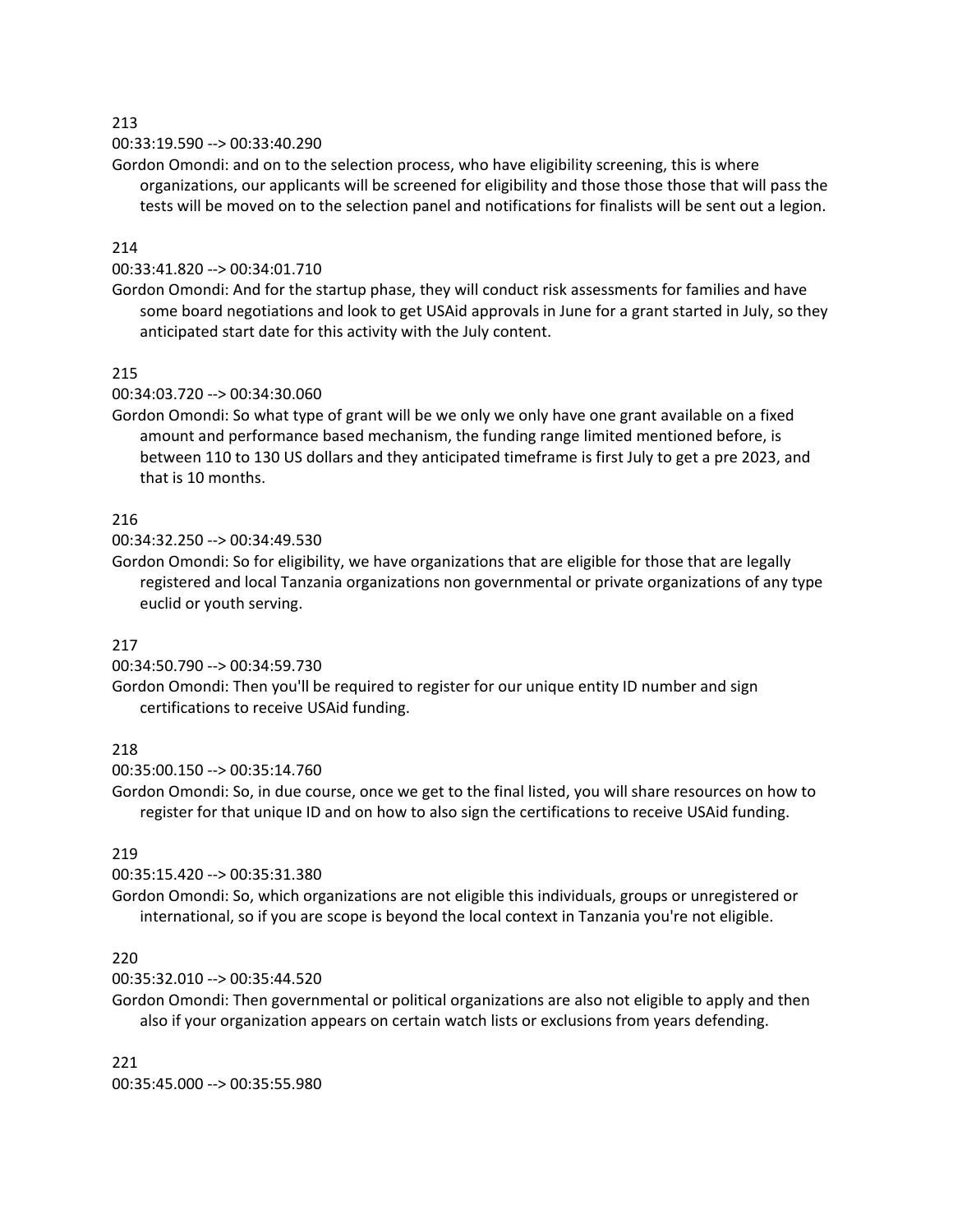213

00:33:19.590 --> 00:33:40.290

Gordon Omondi: and on to the selection process, who have eligibility screening, this is where organizations, our applicants will be screened for eligibility and those those those that will pass the tests will be moved on to the selection panel and notifications for finalists will be sent out a legion.

214

00:33:41.820 --> 00:34:01.710

Gordon Omondi: And for the startup phase, they will conduct risk assessments for families and have some board negotiations and look to get USAid approvals in June for a grant started in July, so they anticipated start date for this activity with the July content.

215

00:34:03.720 --> 00:34:30.060

Gordon Omondi: So what type of grant will be we only we only have one grant available on a fixed amount and performance based mechanism, the funding range limited mentioned before, is between 110 to 130 US dollars and they anticipated timeframe is first July to get a pre 2023, and that is 10 months.

216

00:34:32.250 --> 00:34:49.530

Gordon Omondi: So for eligibility, we have organizations that are eligible for those that are legally registered and local Tanzania organizations non governmental or private organizations of any type euclid or youth serving.

217

00:34:50.790 --> 00:34:59.730

Gordon Omondi: Then you'll be required to register for our unique entity ID number and sign certifications to receive USAid funding.

218

00:35:00.150 --> 00:35:14.760

Gordon Omondi: So, in due course, once we get to the final listed, you will share resources on how to register for that unique ID and on how to also sign the certifications to receive USAid funding.

219

00:35:15.420 --> 00:35:31.380

Gordon Omondi: So, which organizations are not eligible this individuals, groups or unregistered or international, so if you are scope is beyond the local context in Tanzania you're not eligible.

220

00:35:32.010 --> 00:35:44.520

Gordon Omondi: Then governmental or political organizations are also not eligible to apply and then also if your organization appears on certain watch lists or exclusions from years defending.

221

00:35:45.000 --> 00:35:55.980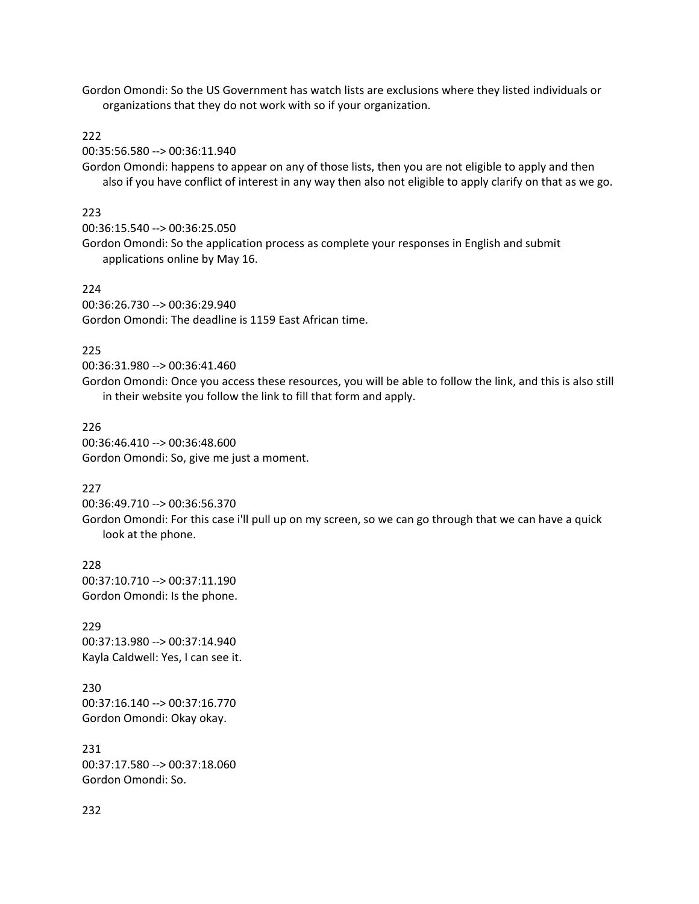Gordon Omondi: So the US Government has watch lists are exclusions where they listed individuals or organizations that they do not work with so if your organization.

222
00:35:56.580 --> 00:36:11.940
Gordon Omondi: happens to appear on any of those lists, then you are not eligible to apply and then also if you have conflict of interest in any way then also not eligible to apply clarify on that as we go.

223
00:36:15.540 --> 00:36:25.050
Gordon Omondi: So the application process as complete your responses in English and submit applications online by May 16.

224
00:36:26.730 --> 00:36:29.940
Gordon Omondi: The deadline is 1159 East African time.

225
00:36:31.980 --> 00:36:41.460
Gordon Omondi: Once you access these resources, you will be able to follow the link, and this is also still in their website you follow the link to fill that form and apply.

226
00:36:46.410 --> 00:36:48.600
Gordon Omondi: So, give me just a moment.

227
00:36:49.710 --> 00:36:56.370
Gordon Omondi: For this case i'll pull up on my screen, so we can go through that we can have a quick look at the phone.

228
00:37:10.710 --> 00:37:11.190
Gordon Omondi: Is the phone.

229
00:37:13.980 --> 00:37:14.940
Kayla Caldwell: Yes, I can see it.

230
00:37:16.140 --> 00:37:16.770
Gordon Omondi: Okay okay.

231
00:37:17.580 --> 00:37:18.060
Gordon Omondi: So.

232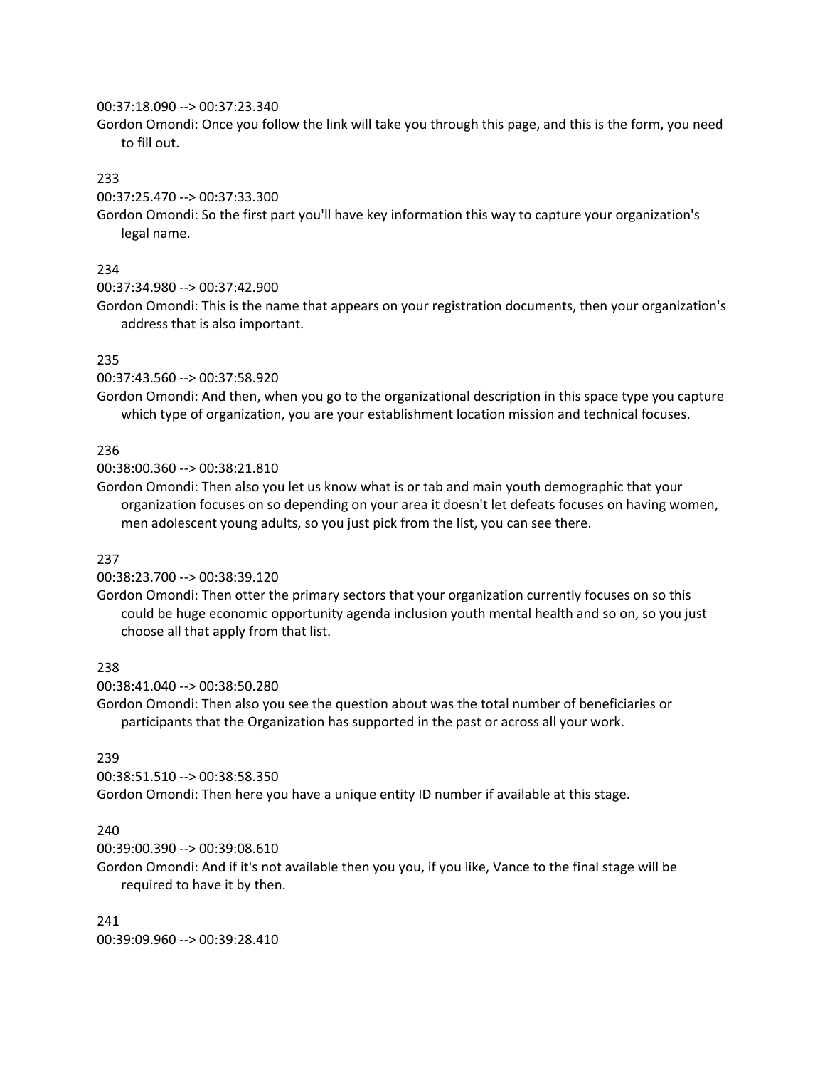00:37:18.090 --> 00:37:23.340
Gordon Omondi: Once you follow the link will take you through this page, and this is the form, you need to fill out.

233

00:37:25.470 --> 00:37:33.300
Gordon Omondi: So the first part you'll have key information this way to capture your organization's legal name.

234

00:37:34.980 --> 00:37:42.900
Gordon Omondi: This is the name that appears on your registration documents, then your organization's address that is also important.

235

00:37:43.560 --> 00:37:58.920
Gordon Omondi: And then, when you go to the organizational description in this space type you capture which type of organization, you are your establishment location mission and technical focuses.

236

00:38:00.360 --> 00:38:21.810
Gordon Omondi: Then also you let us know what is or tab and main youth demographic that your organization focuses on so depending on your area it doesn't let defeats focuses on having women, men adolescent young adults, so you just pick from the list, you can see there.

237

00:38:23.700 --> 00:38:39.120
Gordon Omondi: Then otter the primary sectors that your organization currently focuses on so this could be huge economic opportunity agenda inclusion youth mental health and so on, so you just choose all that apply from that list.

238

00:38:41.040 --> 00:38:50.280
Gordon Omondi: Then also you see the question about was the total number of beneficiaries or participants that the Organization has supported in the past or across all your work.

239

00:38:51.510 --> 00:38:58.350
Gordon Omondi: Then here you have a unique entity ID number if available at this stage.

240

00:39:00.390 --> 00:39:08.610
Gordon Omondi: And if it's not available then you you, if you like, Vance to the final stage will be required to have it by then.

241

00:39:09.960 --> 00:39:28.410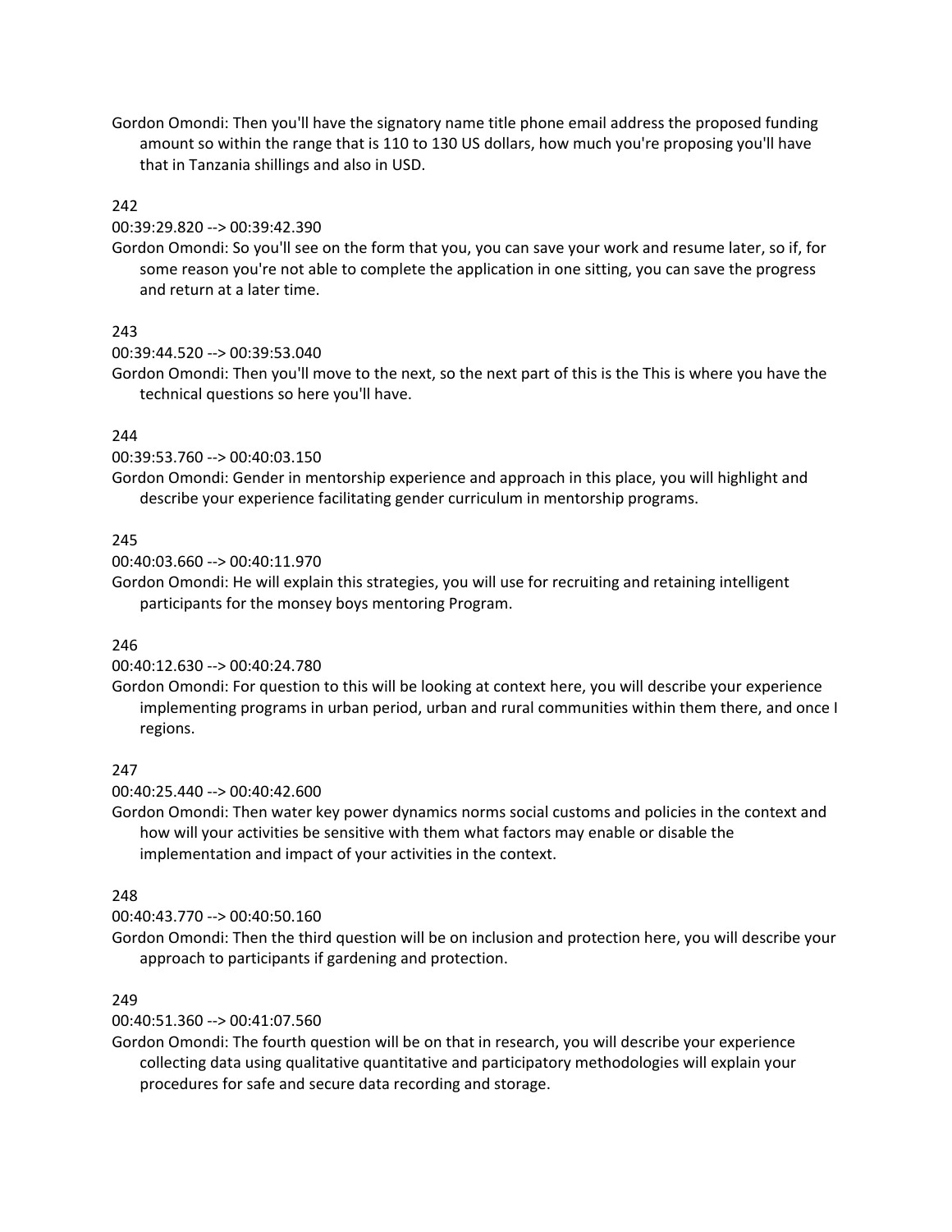Gordon Omondi: Then you'll have the signatory name title phone email address the proposed funding amount so within the range that is 110 to 130 US dollars, how much you're proposing you'll have that in Tanzania shillings and also in USD.

242

00:39:29.820 --> 00:39:42.390

Gordon Omondi: So you'll see on the form that you, you can save your work and resume later, so if, for some reason you're not able to complete the application in one sitting, you can save the progress and return at a later time.

243

00:39:44.520 --> 00:39:53.040

Gordon Omondi: Then you'll move to the next, so the next part of this is the This is where you have the technical questions so here you'll have.

244

00:39:53.760 --> 00:40:03.150

Gordon Omondi: Gender in mentorship experience and approach in this place, you will highlight and describe your experience facilitating gender curriculum in mentorship programs.

245

00:40:03.660 --> 00:40:11.970

Gordon Omondi: He will explain this strategies, you will use for recruiting and retaining intelligent participants for the monsey boys mentoring Program.

246

00:40:12.630 --> 00:40:24.780

Gordon Omondi: For question to this will be looking at context here, you will describe your experience implementing programs in urban period, urban and rural communities within them there, and once I regions.

247

00:40:25.440 --> 00:40:42.600

Gordon Omondi: Then water key power dynamics norms social customs and policies in the context and how will your activities be sensitive with them what factors may enable or disable the implementation and impact of your activities in the context.

248

00:40:43.770 --> 00:40:50.160

Gordon Omondi: Then the third question will be on inclusion and protection here, you will describe your approach to participants if gardening and protection.

249

00:40:51.360 --> 00:41:07.560

Gordon Omondi: The fourth question will be on that in research, you will describe your experience collecting data using qualitative quantitative and participatory methodologies will explain your procedures for safe and secure data recording and storage.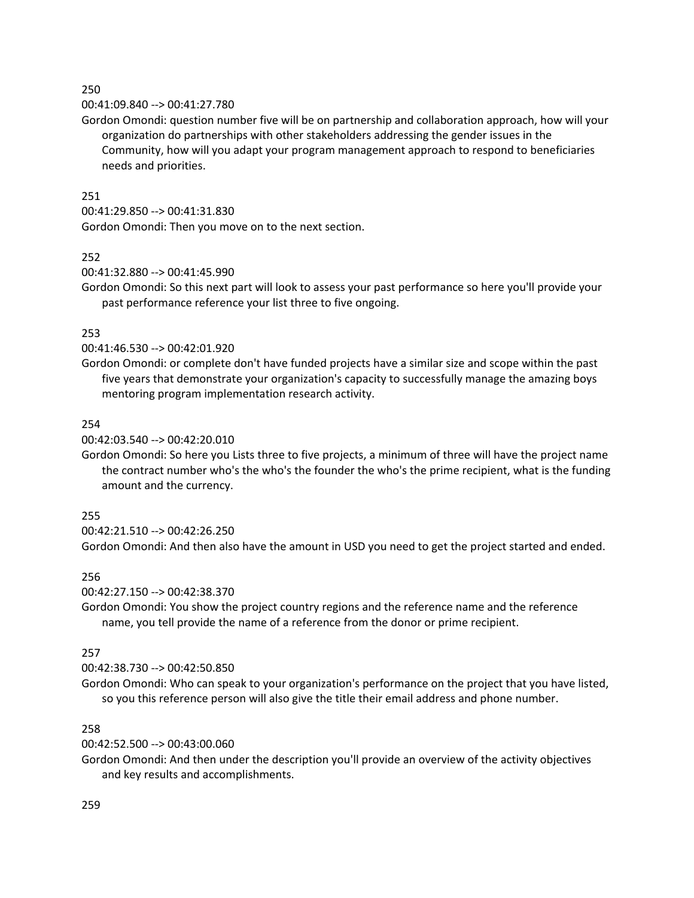250

00:41:09.840 --> 00:41:27.780

Gordon Omondi: question number five will be on partnership and collaboration approach, how will your organization do partnerships with other stakeholders addressing the gender issues in the Community, how will you adapt your program management approach to respond to beneficiaries needs and priorities.

251

00:41:29.850 --> 00:41:31.830

Gordon Omondi: Then you move on to the next section.

252

00:41:32.880 --> 00:41:45.990

Gordon Omondi: So this next part will look to assess your past performance so here you'll provide your past performance reference your list three to five ongoing.

253

00:41:46.530 --> 00:42:01.920

Gordon Omondi: or complete don't have funded projects have a similar size and scope within the past five years that demonstrate your organization's capacity to successfully manage the amazing boys mentoring program implementation research activity.

254

00:42:03.540 --> 00:42:20.010

Gordon Omondi: So here you Lists three to five projects, a minimum of three will have the project name the contract number who's the who's the founder the who's the prime recipient, what is the funding amount and the currency.

255

00:42:21.510 --> 00:42:26.250

Gordon Omondi: And then also have the amount in USD you need to get the project started and ended.

256

00:42:27.150 --> 00:42:38.370

Gordon Omondi: You show the project country regions and the reference name and the reference name, you tell provide the name of a reference from the donor or prime recipient.

257

00:42:38.730 --> 00:42:50.850

Gordon Omondi: Who can speak to your organization's performance on the project that you have listed, so you this reference person will also give the title their email address and phone number.

258

00:42:52.500 --> 00:43:00.060

Gordon Omondi: And then under the description you'll provide an overview of the activity objectives and key results and accomplishments.

259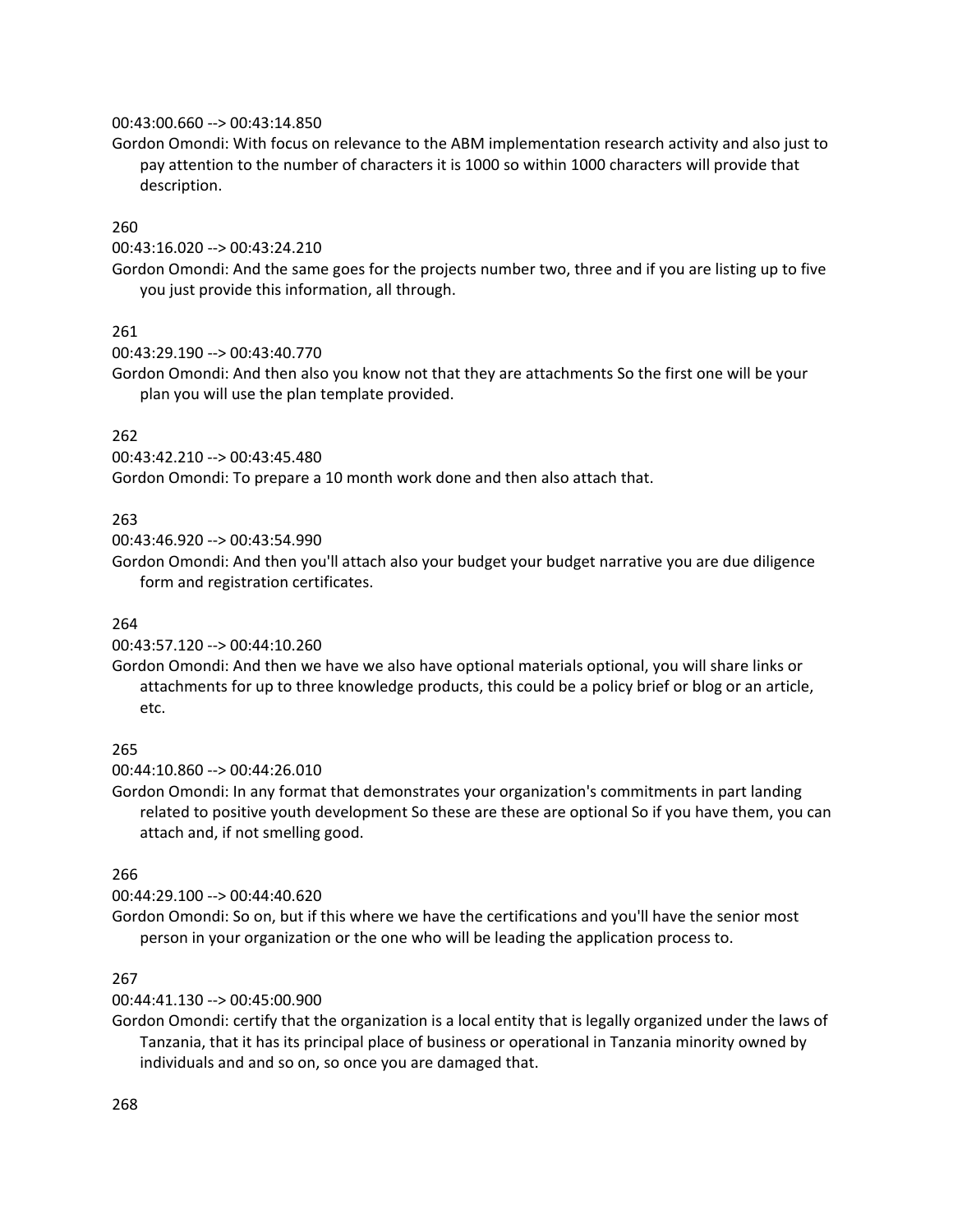00:43:00.660 --> 00:43:14.850

Gordon Omondi: With focus on relevance to the ABM implementation research activity and also just to pay attention to the number of characters it is 1000 so within 1000 characters will provide that description.

260

00:43:16.020 --> 00:43:24.210

Gordon Omondi: And the same goes for the projects number two, three and if you are listing up to five you just provide this information, all through.

261

00:43:29.190 --> 00:43:40.770

Gordon Omondi: And then also you know not that they are attachments So the first one will be your plan you will use the plan template provided.

262

00:43:42.210 --> 00:43:45.480

Gordon Omondi: To prepare a 10 month work done and then also attach that.

263

00:43:46.920 --> 00:43:54.990

Gordon Omondi: And then you'll attach also your budget your budget narrative you are due diligence form and registration certificates.

264

00:43:57.120 --> 00:44:10.260

Gordon Omondi: And then we have we also have optional materials optional, you will share links or attachments for up to three knowledge products, this could be a policy brief or blog or an article, etc.

265

00:44:10.860 --> 00:44:26.010

Gordon Omondi: In any format that demonstrates your organization's commitments in part landing related to positive youth development So these are these are optional So if you have them, you can attach and, if not smelling good.

266

00:44:29.100 --> 00:44:40.620

Gordon Omondi: So on, but if this where we have the certifications and you'll have the senior most person in your organization or the one who will be leading the application process to.

267

00:44:41.130 --> 00:45:00.900

Gordon Omondi: certify that the organization is a local entity that is legally organized under the laws of Tanzania, that it has its principal place of business or operational in Tanzania minority owned by individuals and and so on, so once you are damaged that.

268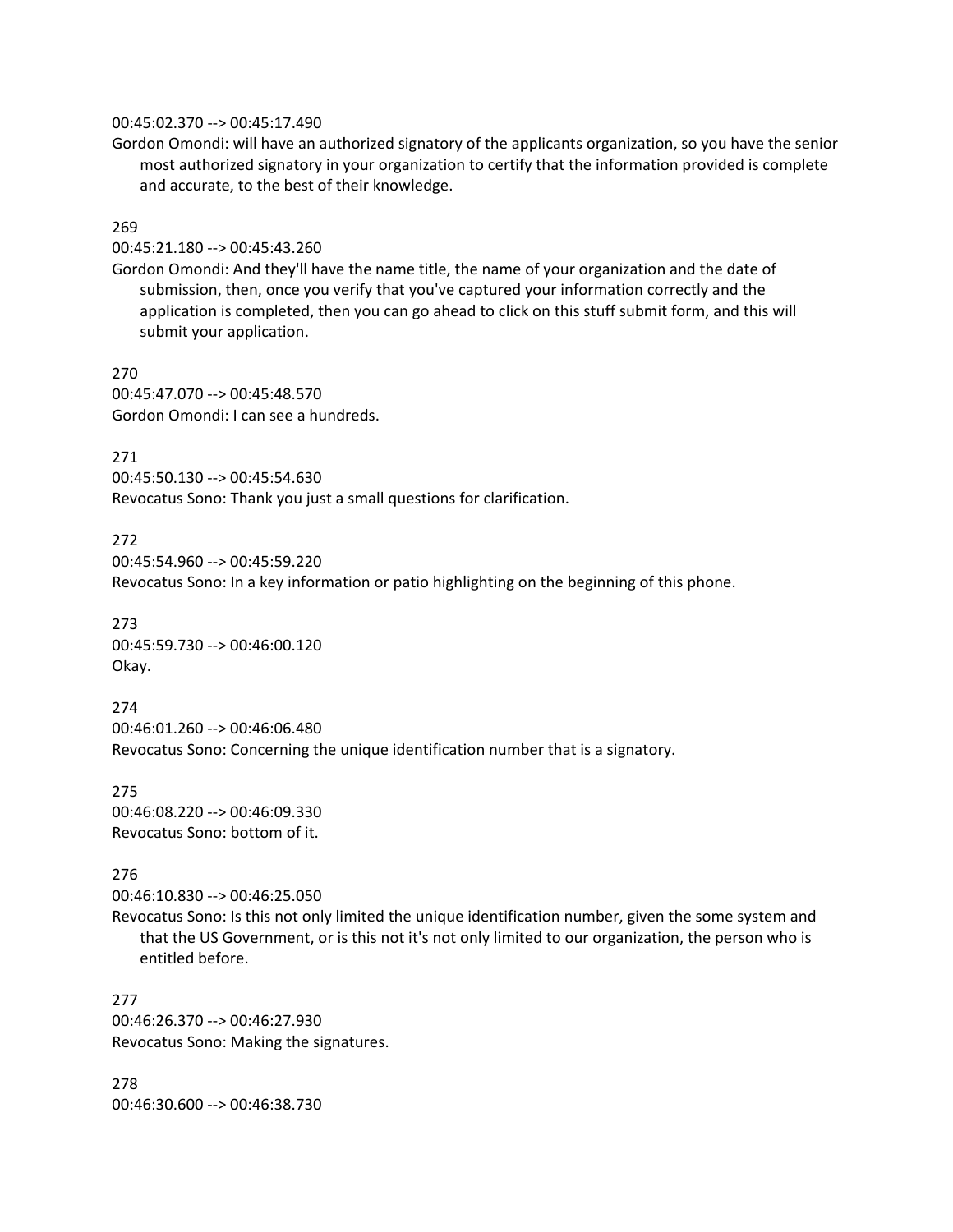00:45:02.370 --> 00:45:17.490
Gordon Omondi: will have an authorized signatory of the applicants organization, so you have the senior most authorized signatory in your organization to certify that the information provided is complete and accurate, to the best of their knowledge.

269
00:45:21.180 --> 00:45:43.260
Gordon Omondi: And they'll have the name title, the name of your organization and the date of submission, then, once you verify that you've captured your information correctly and the application is completed, then you can go ahead to click on this stuff submit form, and this will submit your application.

270
00:45:47.070 --> 00:45:48.570
Gordon Omondi: I can see a hundreds.

271
00:45:50.130 --> 00:45:54.630
Revocatus Sono: Thank you just a small questions for clarification.

272
00:45:54.960 --> 00:45:59.220
Revocatus Sono: In a key information or patio highlighting on the beginning of this phone.

273
00:45:59.730 --> 00:46:00.120
Okay.

274
00:46:01.260 --> 00:46:06.480
Revocatus Sono: Concerning the unique identification number that is a signatory.

275
00:46:08.220 --> 00:46:09.330
Revocatus Sono: bottom of it.

276
00:46:10.830 --> 00:46:25.050
Revocatus Sono: Is this not only limited the unique identification number, given the some system and that the US Government, or is this not it's not only limited to our organization, the person who is entitled before.

277
00:46:26.370 --> 00:46:27.930
Revocatus Sono: Making the signatures.

278
00:46:30.600 --> 00:46:38.730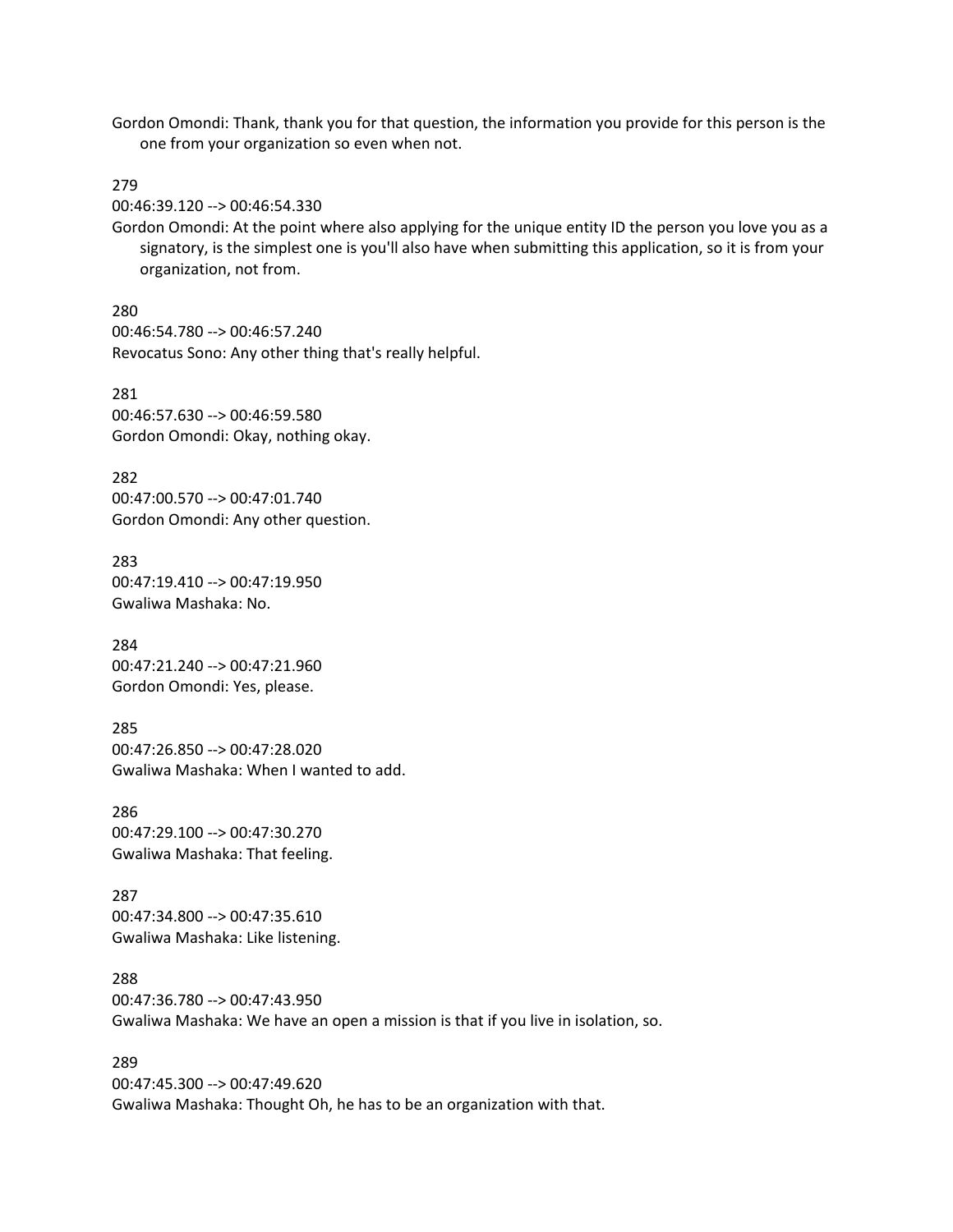Gordon Omondi: Thank, thank you for that question, the information you provide for this person is the one from your organization so even when not.

279
00:46:39.120 --> 00:46:54.330
Gordon Omondi: At the point where also applying for the unique entity ID the person you love you as a signatory, is the simplest one is you'll also have when submitting this application, so it is from your organization, not from.

280
00:46:54.780 --> 00:46:57.240
Revocatus Sono: Any other thing that's really helpful.

281
00:46:57.630 --> 00:46:59.580
Gordon Omondi: Okay, nothing okay.

282
00:47:00.570 --> 00:47:01.740
Gordon Omondi: Any other question.

283
00:47:19.410 --> 00:47:19.950
Gwaliwa Mashaka: No.

284
00:47:21.240 --> 00:47:21.960
Gordon Omondi: Yes, please.

285
00:47:26.850 --> 00:47:28.020
Gwaliwa Mashaka: When I wanted to add.

286
00:47:29.100 --> 00:47:30.270
Gwaliwa Mashaka: That feeling.

287
00:47:34.800 --> 00:47:35.610
Gwaliwa Mashaka: Like listening.

288
00:47:36.780 --> 00:47:43.950
Gwaliwa Mashaka: We have an open a mission is that if you live in isolation, so.

289
00:47:45.300 --> 00:47:49.620
Gwaliwa Mashaka: Thought Oh, he has to be an organization with that.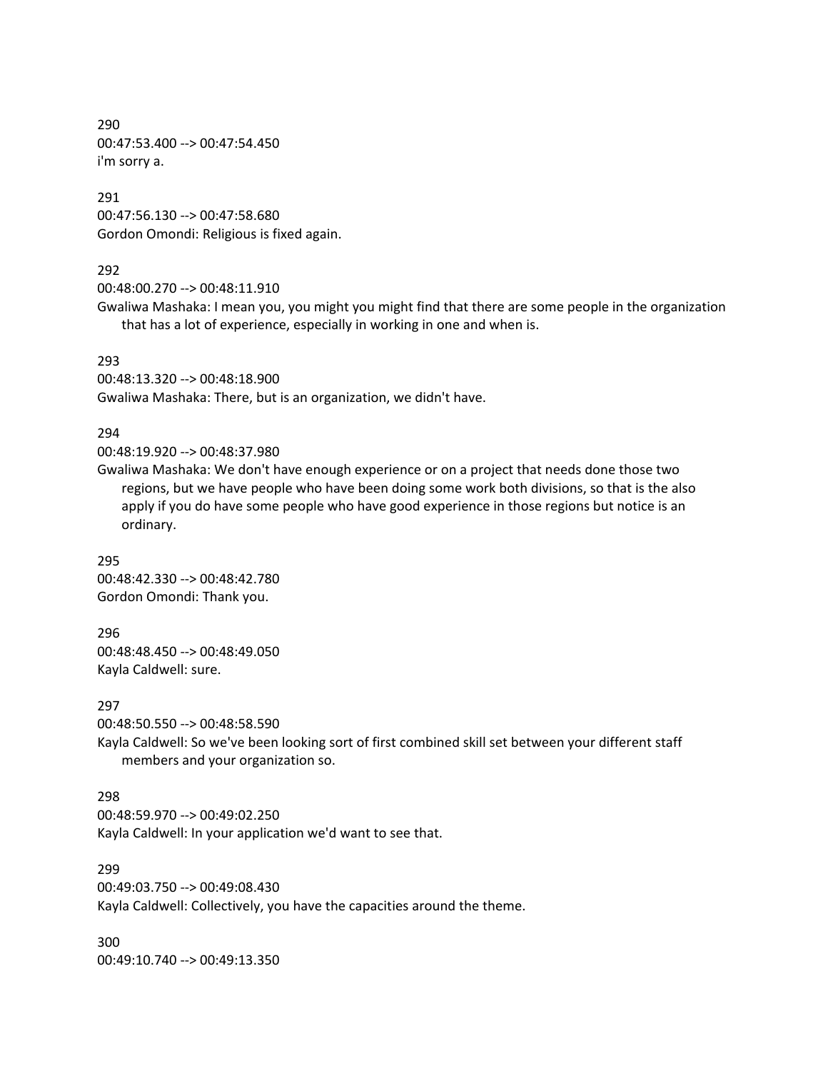290
00:47:53.400 --> 00:47:54.450
i'm sorry a.

291
00:47:56.130 --> 00:47:58.680
Gordon Omondi: Religious is fixed again.

292
00:48:00.270 --> 00:48:11.910
Gwaliwa Mashaka: I mean you, you might you might find that there are some people in the organization that has a lot of experience, especially in working in one and when is.

293
00:48:13.320 --> 00:48:18.900
Gwaliwa Mashaka: There, but is an organization, we didn't have.

294
00:48:19.920 --> 00:48:37.980
Gwaliwa Mashaka: We don't have enough experience or on a project that needs done those two regions, but we have people who have been doing some work both divisions, so that is the also apply if you do have some people who have good experience in those regions but notice is an ordinary.

295
00:48:42.330 --> 00:48:42.780
Gordon Omondi: Thank you.

296
00:48:48.450 --> 00:48:49.050
Kayla Caldwell: sure.

297
00:48:50.550 --> 00:48:58.590
Kayla Caldwell: So we've been looking sort of first combined skill set between your different staff members and your organization so.

298
00:48:59.970 --> 00:49:02.250
Kayla Caldwell: In your application we'd want to see that.

299
00:49:03.750 --> 00:49:08.430
Kayla Caldwell: Collectively, you have the capacities around the theme.

300
00:49:10.740 --> 00:49:13.350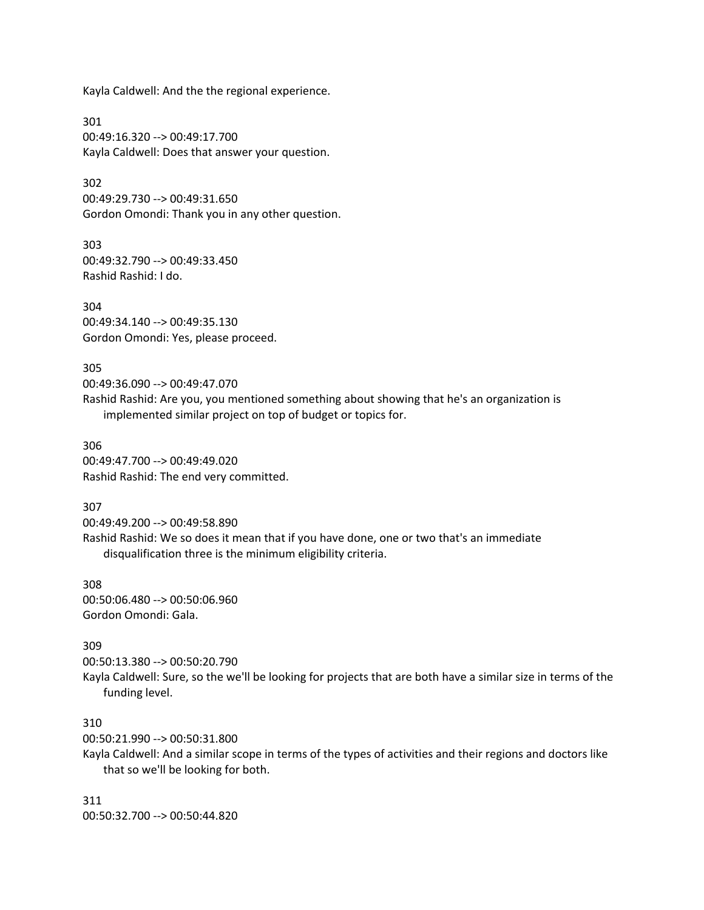Kayla Caldwell: And the the regional experience.

301
00:49:16.320 --> 00:49:17.700
Kayla Caldwell: Does that answer your question.

302
00:49:29.730 --> 00:49:31.650
Gordon Omondi: Thank you in any other question.

303
00:49:32.790 --> 00:49:33.450
Rashid Rashid: I do.

304
00:49:34.140 --> 00:49:35.130
Gordon Omondi: Yes, please proceed.

305
00:49:36.090 --> 00:49:47.070
Rashid Rashid: Are you, you mentioned something about showing that he's an organization is implemented similar project on top of budget or topics for.

306
00:49:47.700 --> 00:49:49.020
Rashid Rashid: The end very committed.

307
00:49:49.200 --> 00:49:58.890
Rashid Rashid: We so does it mean that if you have done, one or two that's an immediate disqualification three is the minimum eligibility criteria.

308
00:50:06.480 --> 00:50:06.960
Gordon Omondi: Gala.

309
00:50:13.380 --> 00:50:20.790
Kayla Caldwell: Sure, so the we'll be looking for projects that are both have a similar size in terms of the funding level.

310
00:50:21.990 --> 00:50:31.800
Kayla Caldwell: And a similar scope in terms of the types of activities and their regions and doctors like that so we'll be looking for both.

311
00:50:32.700 --> 00:50:44.820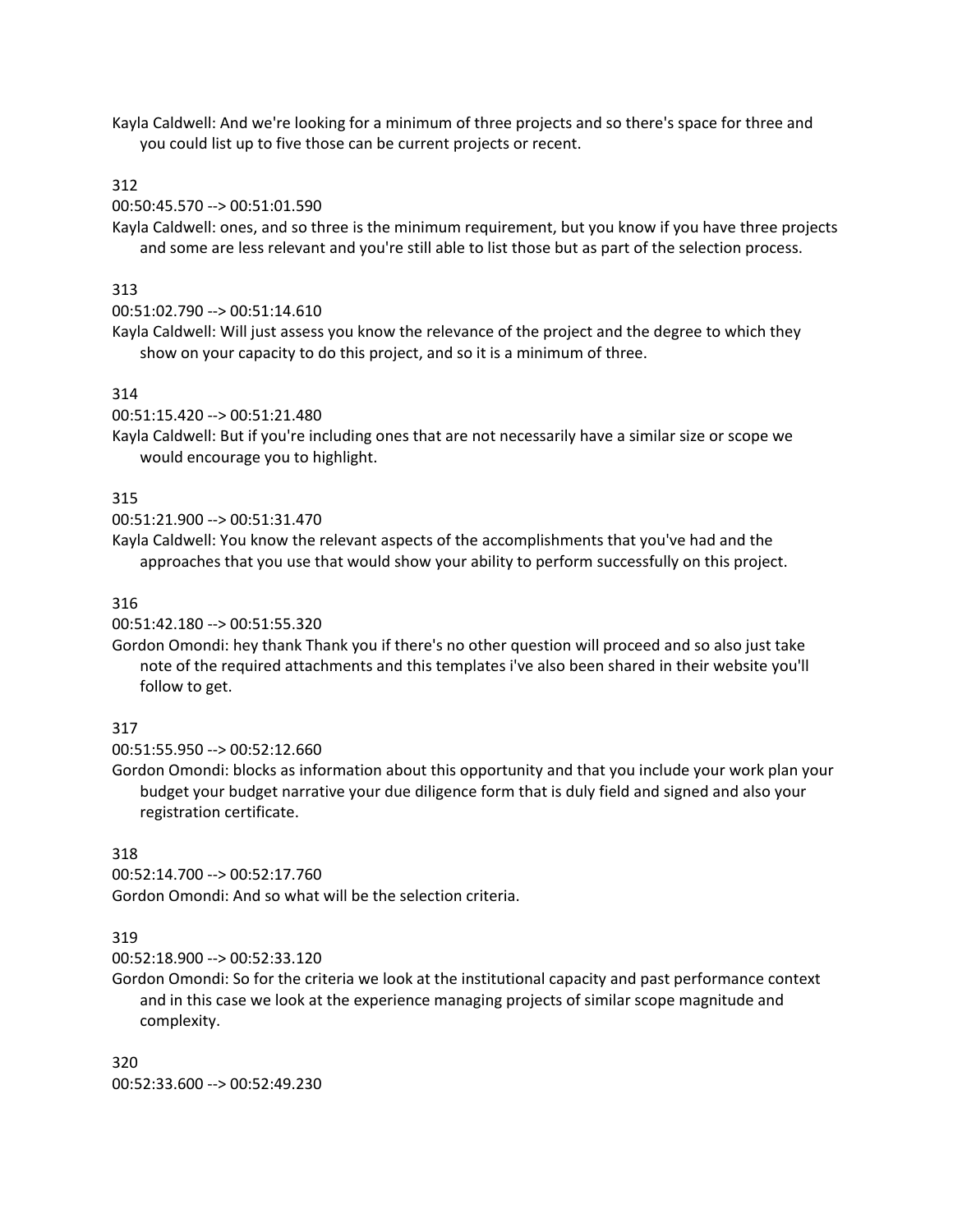Kayla Caldwell: And we're looking for a minimum of three projects and so there's space for three and you could list up to five those can be current projects or recent.

312

00:50:45.570 --> 00:51:01.590

Kayla Caldwell: ones, and so three is the minimum requirement, but you know if you have three projects and some are less relevant and you're still able to list those but as part of the selection process.

313

00:51:02.790 --> 00:51:14.610

Kayla Caldwell: Will just assess you know the relevance of the project and the degree to which they show on your capacity to do this project, and so it is a minimum of three.

314

00:51:15.420 --> 00:51:21.480

Kayla Caldwell: But if you're including ones that are not necessarily have a similar size or scope we would encourage you to highlight.

315

00:51:21.900 --> 00:51:31.470

Kayla Caldwell: You know the relevant aspects of the accomplishments that you've had and the approaches that you use that would show your ability to perform successfully on this project.

316

00:51:42.180 --> 00:51:55.320

Gordon Omondi: hey thank Thank you if there's no other question will proceed and so also just take note of the required attachments and this templates i've also been shared in their website you'll follow to get.

317

00:51:55.950 --> 00:52:12.660

Gordon Omondi: blocks as information about this opportunity and that you include your work plan your budget your budget narrative your due diligence form that is duly field and signed and also your registration certificate.

318

00:52:14.700 --> 00:52:17.760

Gordon Omondi: And so what will be the selection criteria.

319

00:52:18.900 --> 00:52:33.120

Gordon Omondi: So for the criteria we look at the institutional capacity and past performance context and in this case we look at the experience managing projects of similar scope magnitude and complexity.

320

00:52:33.600 --> 00:52:49.230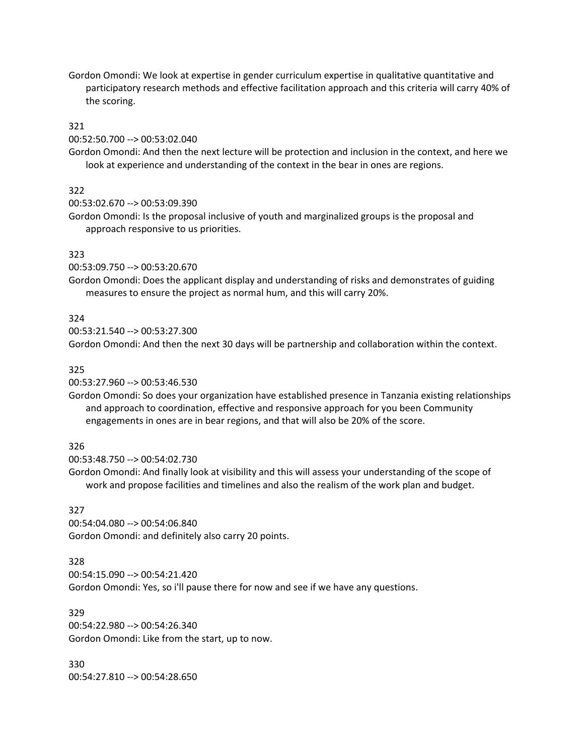Gordon Omondi: We look at expertise in gender curriculum expertise in qualitative quantitative and participatory research methods and effective facilitation approach and this criteria will carry 40% of the scoring.

321

00:52:50.700 --> 00:53:02.040

Gordon Omondi: And then the next lecture will be protection and inclusion in the context, and here we look at experience and understanding of the context in the bear in ones are regions.

322

00:53:02.670 --> 00:53:09.390

Gordon Omondi: Is the proposal inclusive of youth and marginalized groups is the proposal and approach responsive to us priorities.

323

00:53:09.750 --> 00:53:20.670

Gordon Omondi: Does the applicant display and understanding of risks and demonstrates of guiding measures to ensure the project as normal hum, and this will carry 20%.

324

00:53:21.540 --> 00:53:27.300

Gordon Omondi: And then the next 30 days will be partnership and collaboration within the context.

325

00:53:27.960 --> 00:53:46.530

Gordon Omondi: So does your organization have established presence in Tanzania existing relationships and approach to coordination, effective and responsive approach for you been Community engagements in ones are in bear regions, and that will also be 20% of the score.

326

00:53:48.750 --> 00:54:02.730

Gordon Omondi: And finally look at visibility and this will assess your understanding of the scope of work and propose facilities and timelines and also the realism of the work plan and budget.

327

00:54:04.080 --> 00:54:06.840

Gordon Omondi: and definitely also carry 20 points.

328

00:54:15.090 --> 00:54:21.420

Gordon Omondi: Yes, so i'll pause there for now and see if we have any questions.

329

00:54:22.980 --> 00:54:26.340

Gordon Omondi: Like from the start, up to now.

330

00:54:27.810 --> 00:54:28.650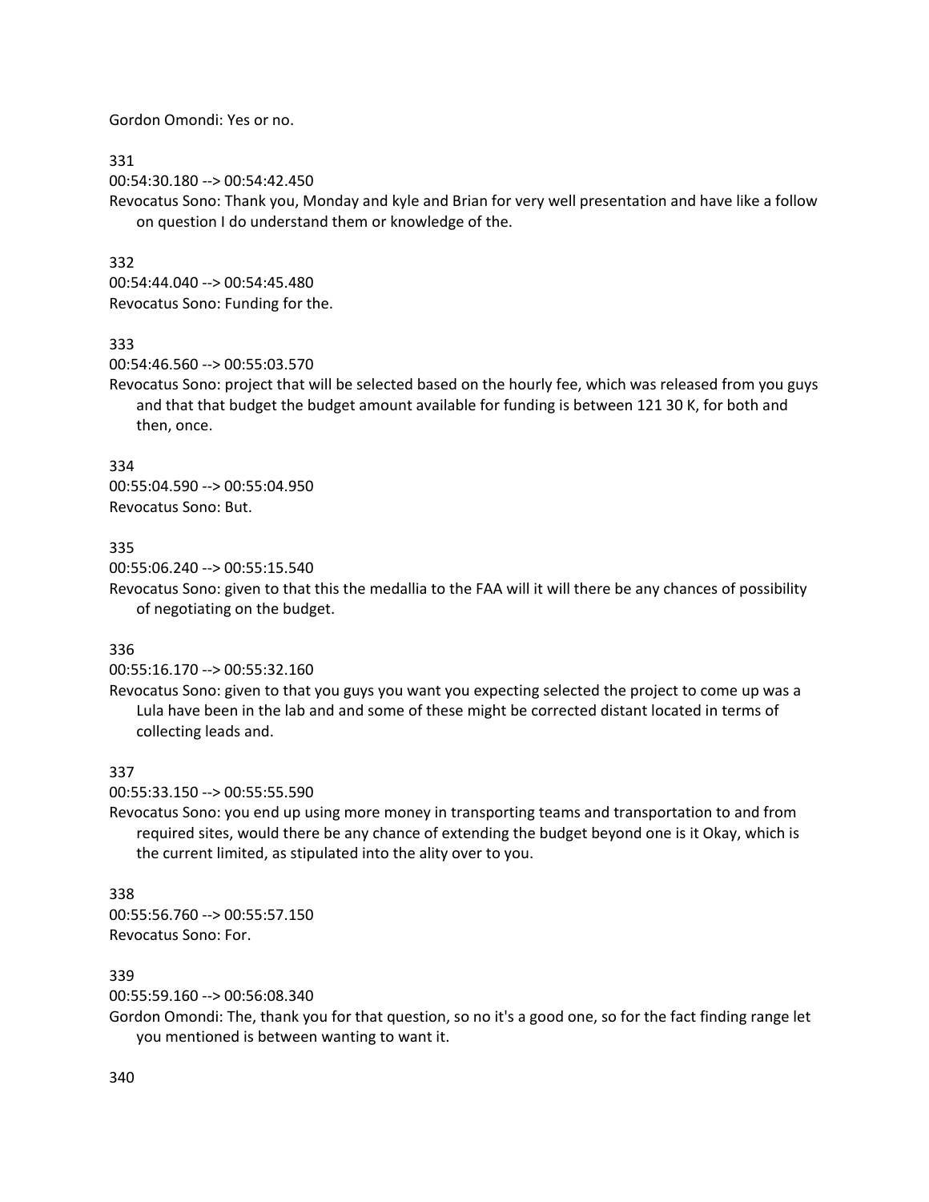Gordon Omondi: Yes or no.

331
00:54:30.180 --> 00:54:42.450
Revocatus Sono: Thank you, Monday and kyle and Brian for very well presentation and have like a follow on question I do understand them or knowledge of the.

332
00:54:44.040 --> 00:54:45.480
Revocatus Sono: Funding for the.

333
00:54:46.560 --> 00:55:03.570
Revocatus Sono: project that will be selected based on the hourly fee, which was released from you guys and that that budget the budget amount available for funding is between 121 30 K, for both and then, once.

334
00:55:04.590 --> 00:55:04.950
Revocatus Sono: But.

335
00:55:06.240 --> 00:55:15.540
Revocatus Sono: given to that this the medallia to the FAA will it will there be any chances of possibility of negotiating on the budget.

336
00:55:16.170 --> 00:55:32.160
Revocatus Sono: given to that you guys you want you expecting selected the project to come up was a Lula have been in the lab and and some of these might be corrected distant located in terms of collecting leads and.

337
00:55:33.150 --> 00:55:55.590
Revocatus Sono: you end up using more money in transporting teams and transportation to and from required sites, would there be any chance of extending the budget beyond one is it Okay, which is the current limited, as stipulated into the ality over to you.

338
00:55:56.760 --> 00:55:57.150
Revocatus Sono: For.

339
00:55:59.160 --> 00:56:08.340
Gordon Omondi: The, thank you for that question, so no it's a good one, so for the fact finding range let you mentioned is between wanting to want it.

340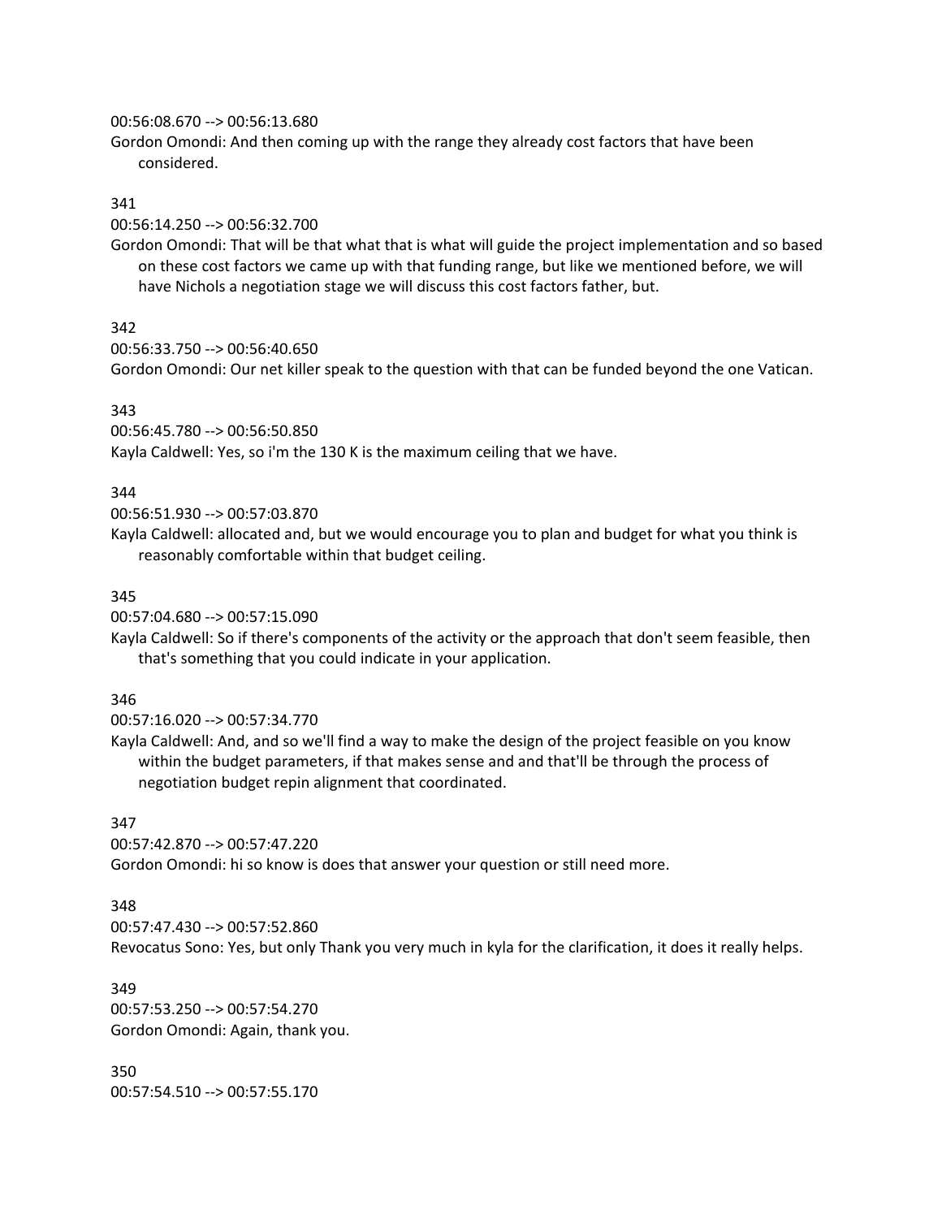00:56:08.670 --> 00:56:13.680
Gordon Omondi: And then coming up with the range they already cost factors that have been considered.

341

00:56:14.250 --> 00:56:32.700
Gordon Omondi: That will be that what that is what will guide the project implementation and so based on these cost factors we came up with that funding range, but like we mentioned before, we will have Nichols a negotiation stage we will discuss this cost factors father, but.

342

00:56:33.750 --> 00:56:40.650
Gordon Omondi: Our net killer speak to the question with that can be funded beyond the one Vatican.

343

00:56:45.780 --> 00:56:50.850
Kayla Caldwell: Yes, so i'm the 130 K is the maximum ceiling that we have.

344

00:56:51.930 --> 00:57:03.870
Kayla Caldwell: allocated and, but we would encourage you to plan and budget for what you think is reasonably comfortable within that budget ceiling.

345

00:57:04.680 --> 00:57:15.090
Kayla Caldwell: So if there's components of the activity or the approach that don't seem feasible, then that's something that you could indicate in your application.

346

00:57:16.020 --> 00:57:34.770
Kayla Caldwell: And, and so we'll find a way to make the design of the project feasible on you know within the budget parameters, if that makes sense and and that'll be through the process of negotiation budget repin alignment that coordinated.

347

00:57:42.870 --> 00:57:47.220
Gordon Omondi: hi so know is does that answer your question or still need more.

348

00:57:47.430 --> 00:57:52.860
Revocatus Sono: Yes, but only Thank you very much in kyla for the clarification, it does it really helps.

349

00:57:53.250 --> 00:57:54.270
Gordon Omondi: Again, thank you.

350

00:57:54.510 --> 00:57:55.170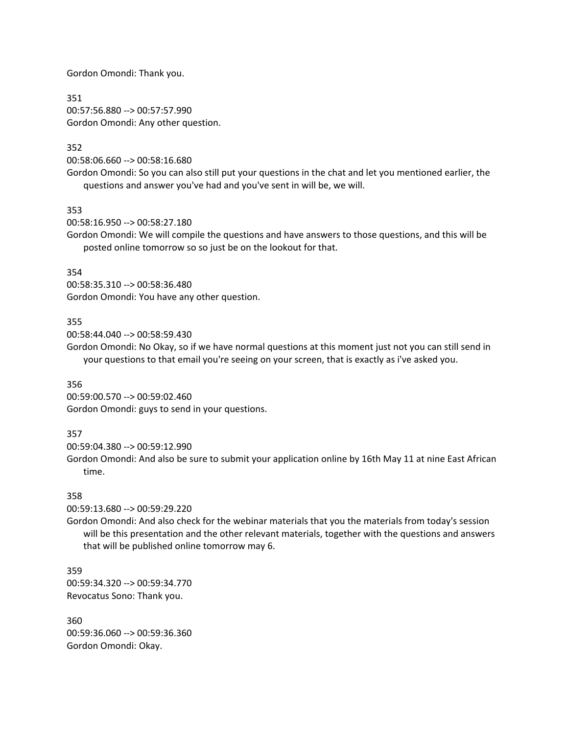Gordon Omondi: Thank you.

351
00:57:56.880 --> 00:57:57.990
Gordon Omondi: Any other question.

352
00:58:06.660 --> 00:58:16.680
Gordon Omondi: So you can also still put your questions in the chat and let you mentioned earlier, the questions and answer you've had and you've sent in will be, we will.

353
00:58:16.950 --> 00:58:27.180
Gordon Omondi: We will compile the questions and have answers to those questions, and this will be posted online tomorrow so so just be on the lookout for that.

354
00:58:35.310 --> 00:58:36.480
Gordon Omondi: You have any other question.

355
00:58:44.040 --> 00:58:59.430
Gordon Omondi: No Okay, so if we have normal questions at this moment just not you can still send in your questions to that email you're seeing on your screen, that is exactly as i've asked you.

356
00:59:00.570 --> 00:59:02.460
Gordon Omondi: guys to send in your questions.

357
00:59:04.380 --> 00:59:12.990
Gordon Omondi: And also be sure to submit your application online by 16th May 11 at nine East African time.

358
00:59:13.680 --> 00:59:29.220
Gordon Omondi: And also check for the webinar materials that you the materials from today's session will be this presentation and the other relevant materials, together with the questions and answers that will be published online tomorrow may 6.

359
00:59:34.320 --> 00:59:34.770
Revocatus Sono: Thank you.

360
00:59:36.060 --> 00:59:36.360
Gordon Omondi: Okay.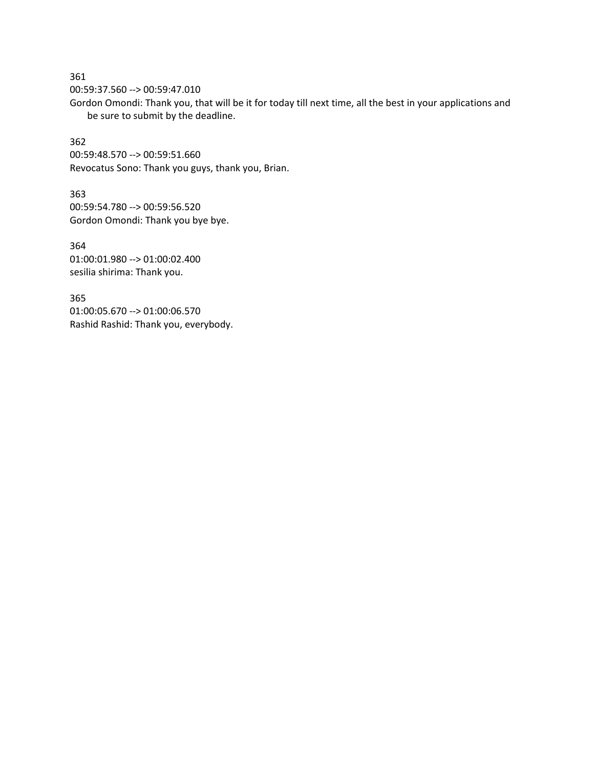361
00:59:37.560 --> 00:59:47.010
Gordon Omondi: Thank you, that will be it for today till next time, all the best in your applications and be sure to submit by the deadline.

362
00:59:48.570 --> 00:59:51.660
Revocatus Sono: Thank you guys, thank you, Brian.

363
00:59:54.780 --> 00:59:56.520
Gordon Omondi: Thank you bye bye.

364
01:00:01.980 --> 01:00:02.400
sesilia shirima: Thank you.

365
01:00:05.670 --> 01:00:06.570
Rashid Rashid: Thank you, everybody.